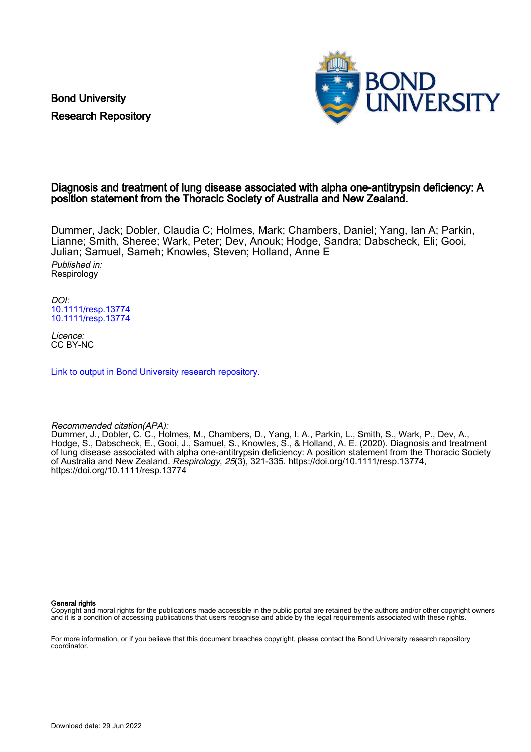Bond University
Research Repository

# Diagnosis and treatment of lung disease associated with alpha one-antitrypsin deficiency: A position statement from the Thoracic Society of Australia and New Zealand.

Dummer, Jack; Dobler, Claudia C; Holmes, Mark; Chambers, Daniel; Yang, Ian A; Parkin, Lianne; Smith, Sheree; Wark, Peter; Dev, Anouk; Hodge, Sandra; Dabscheck, Eli; Gooi, Julian; Samuel, Sameh; Knowles, Steven; Holland, Anne E

*Published in:*
Respirology

*DOI:*
10.1111/resp.13774
10.1111/resp.13774

*Licence:*
CC BY-NC

Link to output in Bond University research repository.

*Recommended citation(APA):*
Dummer, J., Dobler, C. C., Holmes, M., Chambers, D., Yang, I. A., Parkin, L., Smith, S., Wark, P., Dev, A., Hodge, S., Dabscheck, E., Gooi, J., Samuel, S., Knowles, S., & Holland, A. E. (2020). Diagnosis and treatment of lung disease associated with alpha one-antitrypsin deficiency: A position statement from the Thoracic Society of Australia and New Zealand. *Respirology*, *25*(3), 321-335. https://doi.org/10.1111/resp.13774, https://doi.org/10.1111/resp.13774

**General rights**
Copyright and moral rights for the publications made accessible in the public portal are retained by the authors and/or other copyright owners and it is a condition of accessing publications that users recognise and abide by the legal requirements associated with these rights.

For more information, or if you believe that this document breaches copyright, please contact the Bond University research repository coordinator.

Download date: 29 Jun 2022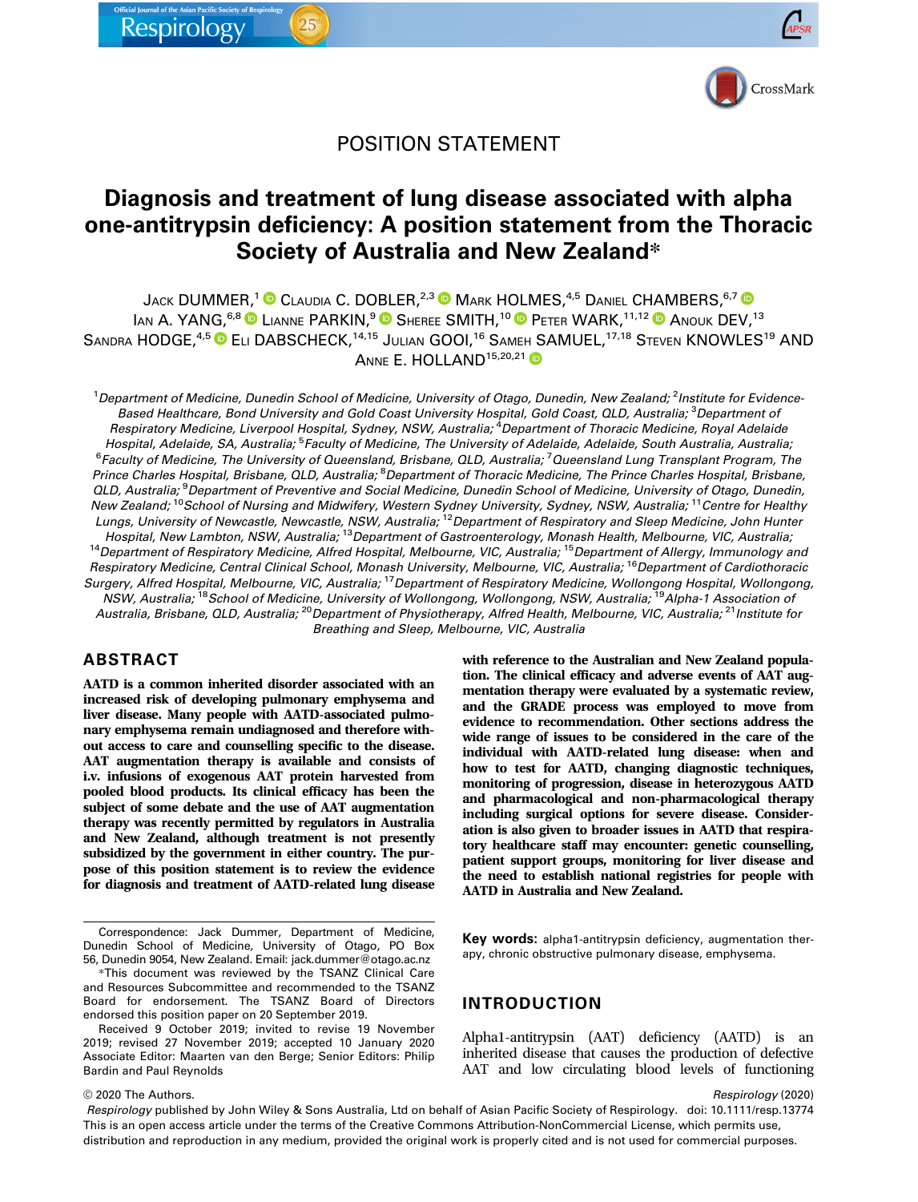POSITION STATEMENT

# Diagnosis and treatment of lung disease associated with alpha one-antitrypsin deficiency: A position statement from the Thoracic Society of Australia and New Zealand*

Jack Dummer,[1] Claudia C. Dobler,[2,3] Mark Holmes,[4,5] Daniel Chambers,[6,7] Ian A. Yang,[6,8] Lianne Parkin,[9] Sheree Smith,[10] Peter Wark,[11,12] Anouk Dev,[13] Sandra Hodge,[4,5] Eli Dabscheck,[14,15] Julian Gooi,[16] Sameh Samuel,[17,18] Steven Knowles[19] and Anne E. Holland[15,20,21]

[1]Department of Medicine, Dunedin School of Medicine, University of Otago, Dunedin, New Zealand; [2]Institute for Evidence-Based Healthcare, Bond University and Gold Coast University Hospital, Gold Coast, QLD, Australia; [3]Department of Respiratory Medicine, Liverpool Hospital, Sydney, NSW, Australia; [4]Department of Thoracic Medicine, Royal Adelaide Hospital, Adelaide, SA, Australia; [5]Faculty of Medicine, The University of Adelaide, Adelaide, South Australia, Australia; [6]Faculty of Medicine, The University of Queensland, Brisbane, QLD, Australia; [7]Queensland Lung Transplant Program, The Prince Charles Hospital, Brisbane, QLD, Australia; [8]Department of Thoracic Medicine, The Prince Charles Hospital, Brisbane, QLD, Australia; [9]Department of Preventive and Social Medicine, Dunedin School of Medicine, University of Otago, Dunedin, New Zealand; [10]School of Nursing and Midwifery, Western Sydney University, Sydney, NSW, Australia; [11]Centre for Healthy Lungs, University of Newcastle, Newcastle, NSW, Australia; [12]Department of Respiratory and Sleep Medicine, John Hunter Hospital, New Lambton, NSW, Australia; [13]Department of Gastroenterology, Monash Health, Melbourne, VIC, Australia; [14]Department of Respiratory Medicine, Alfred Hospital, Melbourne, VIC, Australia; [15]Department of Allergy, Immunology and Respiratory Medicine, Central Clinical School, Monash University, Melbourne, VIC, Australia; [16]Department of Cardiothoracic Surgery, Alfred Hospital, Melbourne, VIC, Australia; [17]Department of Respiratory Medicine, Wollongong Hospital, Wollongong, NSW, Australia; [18]School of Medicine, University of Wollongong, Wollongong, NSW, Australia; [19]Alpha-1 Association of Australia, Brisbane, QLD, Australia; [20]Department of Physiotherapy, Alfred Health, Melbourne, VIC, Australia; [21]Institute for Breathing and Sleep, Melbourne, VIC, Australia

## ABSTRACT

**AATD is a common inherited disorder associated with an increased risk of developing pulmonary emphysema and liver disease. Many people with AATD-associated pulmonary emphysema remain undiagnosed and therefore without access to care and counselling specific to the disease. AAT augmentation therapy is available and consists of i.v. infusions of exogenous AAT protein harvested from pooled blood products. Its clinical efficacy has been the subject of some debate and the use of AAT augmentation therapy was recently permitted by regulators in Australia and New Zealand, although treatment is not presently subsidized by the government in either country. The purpose of this position statement is to review the evidence for diagnosis and treatment of AATD-related lung disease with reference to the Australian and New Zealand population. The clinical efficacy and adverse events of AAT augmentation therapy were evaluated by a systematic review, and the GRADE process was employed to move from evidence to recommendation. Other sections address the wide range of issues to be considered in the care of the individual with AATD-related lung disease: when and how to test for AATD, changing diagnostic techniques, monitoring of progression, disease in heterozygous AATD and pharmacological and non-pharmacological therapy including surgical options for severe disease. Consideration is also given to broader issues in AATD that respiratory healthcare staff may encounter: genetic counselling, patient support groups, monitoring for liver disease and the need to establish national registries for people with AATD in Australia and New Zealand.**

Correspondence: Jack Dummer, Department of Medicine, Dunedin School of Medicine, University of Otago, PO Box 56, Dunedin 9054, New Zealand. Email: jack.dummer@otago.ac.nz

*This document was reviewed by the TSANZ Clinical Care and Resources Subcommittee and recommended to the TSANZ Board for endorsement. The TSANZ Board of Directors endorsed this position paper on 20 September 2019.

Received 9 October 2019; invited to revise 19 November 2019; revised 27 November 2019; accepted 10 January 2020

Associate Editor: Maarten van den Berge; Senior Editors: Philip Bardin and Paul Reynolds

**Key words:** alpha1-antitrypsin deficiency, augmentation therapy, chronic obstructive pulmonary disease, emphysema.

## INTRODUCTION

Alpha1-antitrypsin (AAT) deficiency (AATD) is an inherited disease that causes the production of defective AAT and low circulating blood levels of functioning

© 2020 The Authors.

*Respirology* published by John Wiley & Sons Australia, Ltd on behalf of Asian Pacific Society of Respirology. doi: 10.1111/resp.13774

This is an open access article under the terms of the Creative Commons Attribution-NonCommercial License, which permits use, distribution and reproduction in any medium, provided the original work is properly cited and is not used for commercial purposes.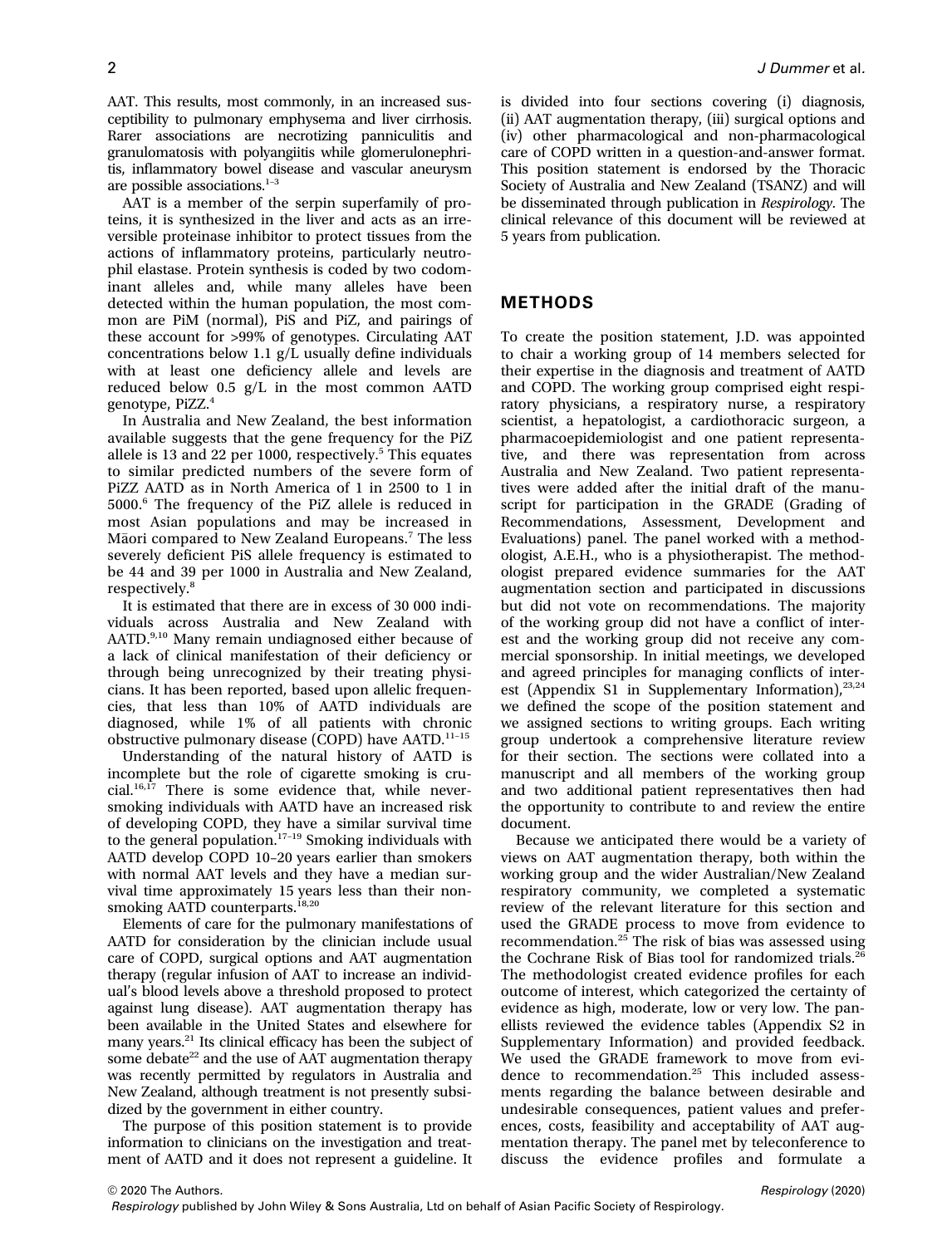AAT. This results, most commonly, in an increased susceptibility to pulmonary emphysema and liver cirrhosis. Rarer associations are necrotizing panniculitis and granulomatosis with polyangiitis while glomerulonephritis, inflammatory bowel disease and vascular aneurysm are possible associations.[1–3]

AAT is a member of the serpin superfamily of proteins, it is synthesized in the liver and acts as an irreversible proteinase inhibitor to protect tissues from the actions of inflammatory proteins, particularly neutrophil elastase. Protein synthesis is coded by two codominant alleles and, while many alleles have been detected within the human population, the most common are PiM (normal), PiS and PiZ, and pairings of these account for >99% of genotypes. Circulating AAT concentrations below 1.1 g/L usually define individuals with at least one deficiency allele and levels are reduced below 0.5 g/L in the most common AATD genotype, PiZZ.[4]

In Australia and New Zealand, the best information available suggests that the gene frequency for the PiZ allele is 13 and 22 per 1000, respectively.[5] This equates to similar predicted numbers of the severe form of PiZZ AATD as in North America of 1 in 2500 to 1 in 5000.[6] The frequency of the PiZ allele is reduced in most Asian populations and may be increased in Māori compared to New Zealand Europeans.[7] The less severely deficient PiS allele frequency is estimated to be 44 and 39 per 1000 in Australia and New Zealand, respectively.[8]

It is estimated that there are in excess of 30 000 individuals across Australia and New Zealand with AATD.[9,10] Many remain undiagnosed either because of a lack of clinical manifestation of their deficiency or through being unrecognized by their treating physicians. It has been reported, based upon allelic frequencies, that less than 10% of AATD individuals are diagnosed, while 1% of all patients with chronic obstructive pulmonary disease (COPD) have AATD.[11–15]

Understanding of the natural history of AATD is incomplete but the role of cigarette smoking is crucial.[16,17] There is some evidence that, while never-smoking individuals with AATD have an increased risk of developing COPD, they have a similar survival time to the general population.[17–19] Smoking individuals with AATD develop COPD 10–20 years earlier than smokers with normal AAT levels and they have a median survival time approximately 15 years less than their nonsmoking AATD counterparts.[18,20]

Elements of care for the pulmonary manifestations of AATD for consideration by the clinician include usual care of COPD, surgical options and AAT augmentation therapy (regular infusion of AAT to increase an individual's blood levels above a threshold proposed to protect against lung disease). AAT augmentation therapy has been available in the United States and elsewhere for many years.[21] Its clinical efficacy has been the subject of some debate[22] and the use of AAT augmentation therapy was recently permitted by regulators in Australia and New Zealand, although treatment is not presently subsidized by the government in either country.

The purpose of this position statement is to provide information to clinicians on the investigation and treatment of AATD and it does not represent a guideline. It is divided into four sections covering (i) diagnosis, (ii) AAT augmentation therapy, (iii) surgical options and (iv) other pharmacological and non-pharmacological care of COPD written in a question-and-answer format. This position statement is endorsed by the Thoracic Society of Australia and New Zealand (TSANZ) and will be disseminated through publication in *Respirology*. The clinical relevance of this document will be reviewed at 5 years from publication.

## METHODS

To create the position statement, J.D. was appointed to chair a working group of 14 members selected for their expertise in the diagnosis and treatment of AATD and COPD. The working group comprised eight respiratory physicians, a respiratory nurse, a respiratory scientist, a hepatologist, a cardiothoracic surgeon, a pharmacoepidemiologist and one patient representative, and there was representation from across Australia and New Zealand. Two patient representatives were added after the initial draft of the manuscript for participation in the GRADE (Grading of Recommendations, Assessment, Development and Evaluations) panel. The panel worked with a methodologist, A.E.H., who is a physiotherapist. The methodologist prepared evidence summaries for the AAT augmentation section and participated in discussions but did not vote on recommendations. The majority of the working group did not have a conflict of interest and the working group did not receive any commercial sponsorship. In initial meetings, we developed and agreed principles for managing conflicts of interest (Appendix S1 in Supplementary Information),[23,24] we defined the scope of the position statement and we assigned sections to writing groups. Each writing group undertook a comprehensive literature review for their section. The sections were collated into a manuscript and all members of the working group and two additional patient representatives then had the opportunity to contribute to and review the entire document.

Because we anticipated there would be a variety of views on AAT augmentation therapy, both within the working group and the wider Australian/New Zealand respiratory community, we completed a systematic review of the relevant literature for this section and used the GRADE process to move from evidence to recommendation.[25] The risk of bias was assessed using the Cochrane Risk of Bias tool for randomized trials.[26] The methodologist created evidence profiles for each outcome of interest, which categorized the certainty of evidence as high, moderate, low or very low. The panellists reviewed the evidence tables (Appendix S2 in Supplementary Information) and provided feedback. We used the GRADE framework to move from evidence to recommendation.[25] This included assessments regarding the balance between desirable and undesirable consequences, patient values and preferences, costs, feasibility and acceptability of AAT augmentation therapy. The panel met by teleconference to discuss the evidence profiles and formulate a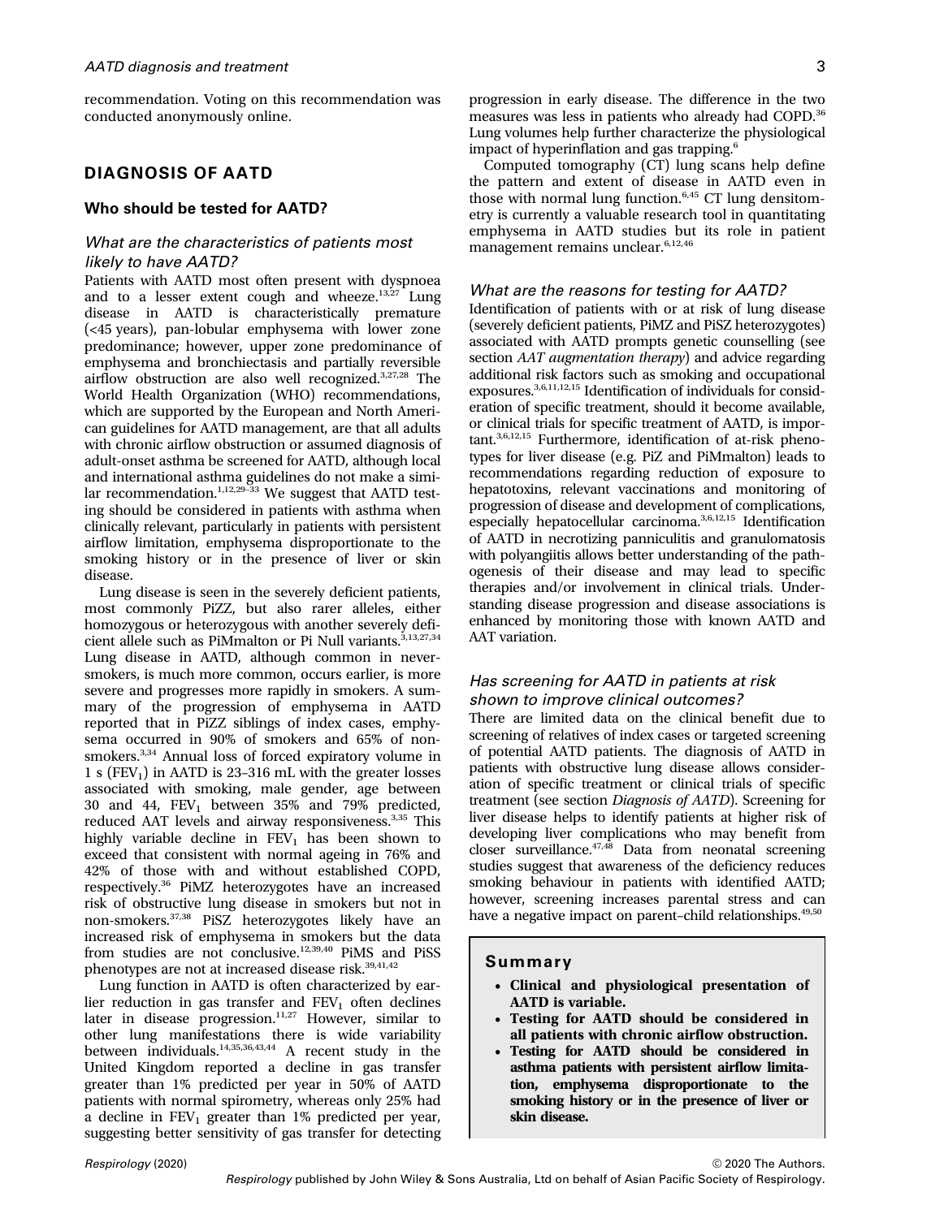recommendation. Voting on this recommendation was conducted anonymously online.

## DIAGNOSIS OF AATD

### Who should be tested for AATD?

#### *What are the characteristics of patients most likely to have AATD?*

Patients with AATD most often present with dyspnoea and to a lesser extent cough and wheeze.[13,27] Lung disease in AATD is characteristically premature (<45 years), pan-lobular emphysema with lower zone predominance; however, upper zone predominance of emphysema and bronchiectasis and partially reversible airflow obstruction are also well recognized.[3,27,28] The World Health Organization (WHO) recommendations, which are supported by the European and North American guidelines for AATD management, are that all adults with chronic airflow obstruction or assumed diagnosis of adult-onset asthma be screened for AATD, although local and international asthma guidelines do not make a similar recommendation.[1,12,29–33] We suggest that AATD testing should be considered in patients with asthma when clinically relevant, particularly in patients with persistent airflow limitation, emphysema disproportionate to the smoking history or in the presence of liver or skin disease.

Lung disease is seen in the severely deficient patients, most commonly PiZZ, but also rarer alleles, either homozygous or heterozygous with another severely deficient allele such as PiMmalton or Pi Null variants.[3,13,27,34] Lung disease in AATD, although common in never-smokers, is much more common, occurs earlier, is more severe and progresses more rapidly in smokers. A summary of the progression of emphysema in AATD reported that in PiZZ siblings of index cases, emphysema occurred in 90% of smokers and 65% of non-smokers.[3,34] Annual loss of forced expiratory volume in 1 s ($FEV_1$) in AATD is 23–316 mL with the greater losses associated with smoking, male gender, age between 30 and 44, $FEV_1$ between 35% and 79% predicted, reduced AAT levels and airway responsiveness.[3,35] This highly variable decline in $FEV_1$ has been shown to exceed that consistent with normal ageing in 76% and 42% of those with and without established COPD, respectively.[36] PiMZ heterozygotes have an increased risk of obstructive lung disease in smokers but not in non-smokers.[37,38] PiSZ heterozygotes likely have an increased risk of emphysema in smokers but the data from studies are not conclusive.[12,39,40] PiMS and PiSS phenotypes are not at increased disease risk.[39,41,42]

Lung function in AATD is often characterized by earlier reduction in gas transfer and $FEV_1$ often declines later in disease progression.[11,27] However, similar to other lung manifestations there is wide variability between individuals.[14,35,36,43,44] A recent study in the United Kingdom reported a decline in gas transfer greater than 1% predicted per year in 50% of AATD patients with normal spirometry, whereas only 25% had a decline in $FEV_1$ greater than 1% predicted per year, suggesting better sensitivity of gas transfer for detecting progression in early disease. The difference in the two measures was less in patients who already had COPD.[36] Lung volumes help further characterize the physiological impact of hyperinflation and gas trapping.[6]

Computed tomography (CT) lung scans help define the pattern and extent of disease in AATD even in those with normal lung function.[6,45] CT lung densitometry is currently a valuable research tool in quantitating emphysema in AATD studies but its role in patient management remains unclear.[6,12,46]

#### *What are the reasons for testing for AATD?*

Identification of patients with or at risk of lung disease (severely deficient patients, PiMZ and PiSZ heterozygotes) associated with AATD prompts genetic counselling (see section *AAT augmentation therapy*) and advice regarding additional risk factors such as smoking and occupational exposures.[3,6,11,12,15] Identification of individuals for consideration of specific treatment, should it become available, or clinical trials for specific treatment of AATD, is important.[3,6,12,15] Furthermore, identification of at-risk phenotypes for liver disease (e.g. PiZ and PiMmalton) leads to recommendations regarding reduction of exposure to hepatotoxins, relevant vaccinations and monitoring of progression of disease and development of complications, especially hepatocellular carcinoma.[3,6,12,15] Identification of AATD in necrotizing panniculitis and granulomatosis with polyangiitis allows better understanding of the pathogenesis of their disease and may lead to specific therapies and/or involvement in clinical trials. Understanding disease progression and disease associations is enhanced by monitoring those with known AATD and AAT variation.

#### *Has screening for AATD in patients at risk shown to improve clinical outcomes?*

There are limited data on the clinical benefit due to screening of relatives of index cases or targeted screening of potential AATD patients. The diagnosis of AATD in patients with obstructive lung disease allows consideration of specific treatment or clinical trials of specific treatment (see section *Diagnosis of AATD*). Screening for liver disease helps to identify patients at higher risk of developing liver complications who may benefit from closer surveillance.[47,48] Data from neonatal screening studies suggest that awareness of the deficiency reduces smoking behaviour in patients with identified AATD; however, screening increases parental stress and can have a negative impact on parent–child relationships.[49,50]

> **Summary**
>
> - **Clinical and physiological presentation of AATD is variable.**
> - **Testing for AATD should be considered in all patients with chronic airflow obstruction.**
> - **Testing for AATD should be considered in asthma patients with persistent airflow limitation, emphysema disproportionate to the smoking history or in the presence of liver or skin disease.**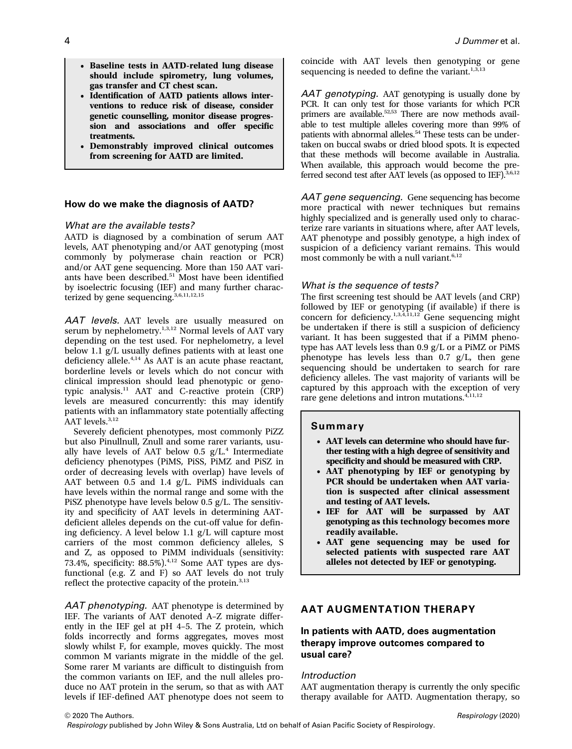- **Baseline tests in AATD-related lung disease should include spirometry, lung volumes, gas transfer and CT chest scan.**
- **Identification of AATD patients allows interventions to reduce risk of disease, consider genetic counselling, monitor disease progression and associations and offer specific treatments.**
- **Demonstrably improved clinical outcomes from screening for AATD are limited.**

### How do we make the diagnosis of AATD?

#### *What are the available tests?*

AATD is diagnosed by a combination of serum AAT levels, AAT phenotyping and/or AAT genotyping (most commonly by polymerase chain reaction or PCR) and/or AAT gene sequencing. More than 150 AAT variants have been described.[51] Most have been identified by isoelectric focusing (IEF) and many further characterized by gene sequencing.[3,6,11,12,15]

*AAT levels.* AAT levels are usually measured on serum by nephelometry.[1,3,12] Normal levels of AAT vary depending on the test used. For nephelometry, a level below 1.1 g/L usually defines patients with at least one deficiency allele.[4,14] As AAT is an acute phase reactant, borderline levels or levels which do not concur with clinical impression should lead phenotypic or genotypic analysis.[11] AAT and C-reactive protein (CRP) levels are measured concurrently: this may identify patients with an inflammatory state potentially affecting AAT levels.[3,12]

Severely deficient phenotypes, most commonly PiZZ but also Pinullnull, Znull and some rarer variants, usually have levels of AAT below 0.5 g/L.[4] Intermediate deficiency phenotypes (PiMS, PiSS, PiMZ and PiSZ in order of decreasing levels with overlap) have levels of AAT between 0.5 and 1.4 g/L. PiMS individuals can have levels within the normal range and some with the PiSZ phenotype have levels below 0.5 g/L. The sensitivity and specificity of AAT levels in determining AAT-deficient alleles depends on the cut-off value for defining deficiency. A level below 1.1 g/L will capture most carriers of the most common deficiency alleles, S and Z, as opposed to PiMM individuals (sensitivity: 73.4%, specificity: 88.5%).[4,12] Some AAT types are dysfunctional (e.g. Z and F) so AAT levels do not truly reflect the protective capacity of the protein.[3,13]

*AAT phenotyping.* AAT phenotype is determined by IEF. The variants of AAT denoted A–Z migrate differently in the IEF gel at pH 4–5. The Z protein, which folds incorrectly and forms aggregates, moves most slowly whilst F, for example, moves quickly. The most common M variants migrate in the middle of the gel. Some rarer M variants are difficult to distinguish from the common variants on IEF, and the null alleles produce no AAT protein in the serum, so that as with AAT levels if IEF-defined AAT phenotype does not seem to coincide with AAT levels then genotyping or gene sequencing is needed to define the variant.[1,3,13]

*AAT genotyping.* AAT genotyping is usually done by PCR. It can only test for those variants for which PCR primers are available.[52,53] There are now methods available to test multiple alleles covering more than 99% of patients with abnormal alleles.[54] These tests can be undertaken on buccal swabs or dried blood spots. It is expected that these methods will become available in Australia. When available, this approach would become the preferred second test after AAT levels (as opposed to IEF).[3,6,12]

*AAT gene sequencing.* Gene sequencing has become more practical with newer techniques but remains highly specialized and is generally used only to characterize rare variants in situations where, after AAT levels, AAT phenotype and possibly genotype, a high index of suspicion of a deficiency variant remains. This would most commonly be with a null variant.[6,12]

#### *What is the sequence of tests?*

The first screening test should be AAT levels (and CRP) followed by IEF or genotyping (if available) if there is concern for deficiency.[1,3,4,11,12] Gene sequencing might be undertaken if there is still a suspicion of deficiency variant. It has been suggested that if a PiMM phenotype has AAT levels less than 0.9 g/L or a PiMZ or PiMS phenotype has levels less than 0.7 g/L, then gene sequencing should be undertaken to search for rare deficiency alleles. The vast majority of variants will be captured by this approach with the exception of very rare gene deletions and intron mutations.[4,11,12]

**Summary**

- **AAT levels can determine who should have further testing with a high degree of sensitivity and specificity and should be measured with CRP.**
- **AAT phenotyping by IEF or genotyping by PCR should be undertaken when AAT variation is suspected after clinical assessment and testing of AAT levels.**
- **IEF for AAT will be surpassed by AAT genotyping as this technology becomes more readily available.**
- **AAT gene sequencing may be used for selected patients with suspected rare AAT alleles not detected by IEF or genotyping.**

## AAT AUGMENTATION THERAPY

### In patients with AATD, does augmentation therapy improve outcomes compared to usual care?

#### *Introduction*

AAT augmentation therapy is currently the only specific therapy available for AATD. Augmentation therapy, so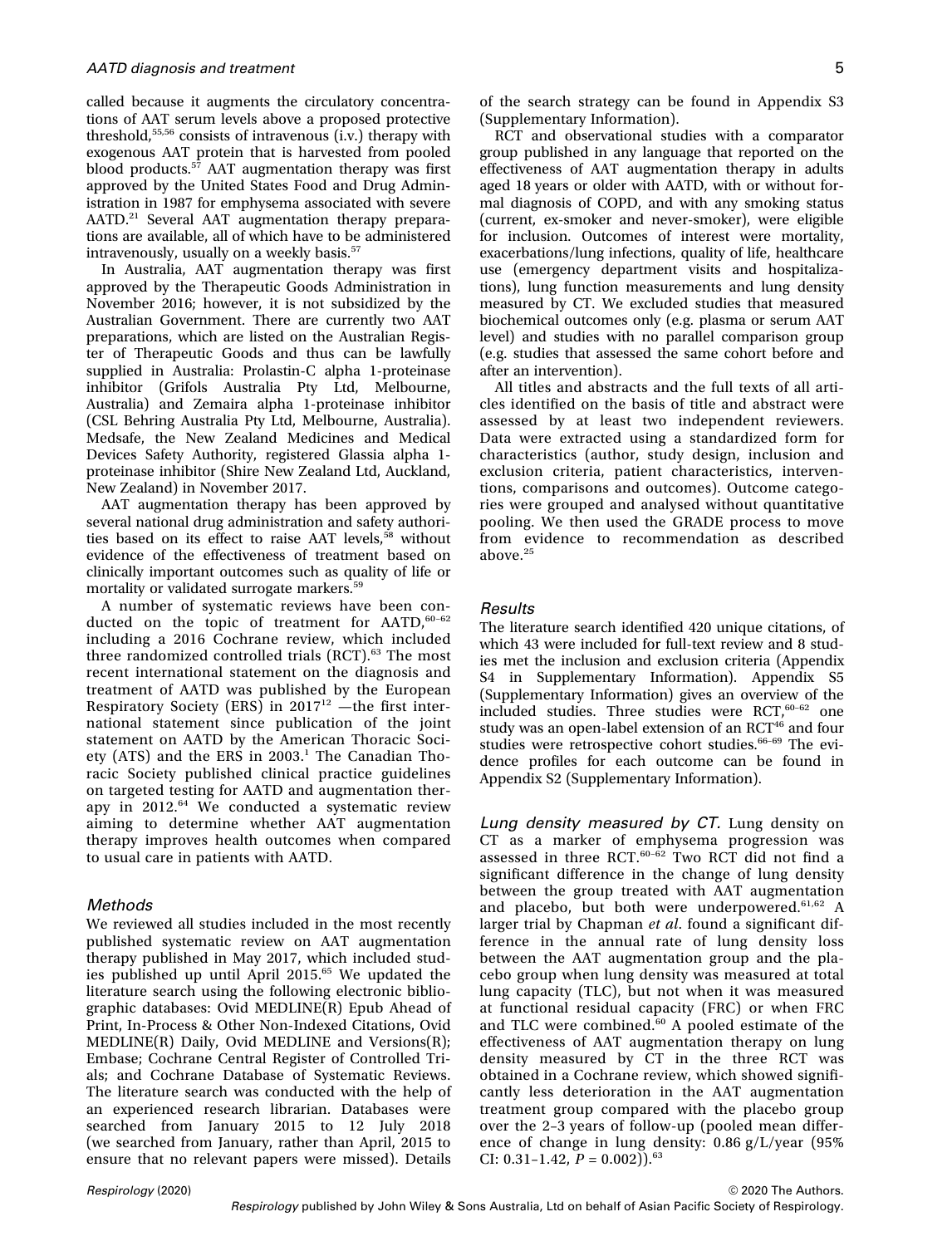called because it augments the circulatory concentrations of AAT serum levels above a proposed protective threshold,[55,56] consists of intravenous (i.v.) therapy with exogenous AAT protein that is harvested from pooled blood products.[57] AAT augmentation therapy was first approved by the United States Food and Drug Administration in 1987 for emphysema associated with severe AATD.[21] Several AAT augmentation therapy preparations are available, all of which have to be administered intravenously, usually on a weekly basis.[57]

In Australia, AAT augmentation therapy was first approved by the Therapeutic Goods Administration in November 2016; however, it is not subsidized by the Australian Government. There are currently two AAT preparations, which are listed on the Australian Register of Therapeutic Goods and thus can be lawfully supplied in Australia: Prolastin-C alpha 1-proteinase inhibitor (Grifols Australia Pty Ltd, Melbourne, Australia) and Zemaira alpha 1-proteinase inhibitor (CSL Behring Australia Pty Ltd, Melbourne, Australia). Medsafe, the New Zealand Medicines and Medical Devices Safety Authority, registered Glassia alpha 1-proteinase inhibitor (Shire New Zealand Ltd, Auckland, New Zealand) in November 2017.

AAT augmentation therapy has been approved by several national drug administration and safety authorities based on its effect to raise AAT levels,[58] without evidence of the effectiveness of treatment based on clinically important outcomes such as quality of life or mortality or validated surrogate markers.[59]

A number of systematic reviews have been conducted on the topic of treatment for AATD,[60–62] including a 2016 Cochrane review, which included three randomized controlled trials (RCT).[63] The most recent international statement on the diagnosis and treatment of AATD was published by the European Respiratory Society (ERS) in 2017[12] —the first international statement since publication of the joint statement on AATD by the American Thoracic Society (ATS) and the ERS in 2003.[1] The Canadian Thoracic Society published clinical practice guidelines on targeted testing for AATD and augmentation therapy in 2012.[64] We conducted a systematic review aiming to determine whether AAT augmentation therapy improves health outcomes when compared to usual care in patients with AATD.

### *Methods*

We reviewed all studies included in the most recently published systematic review on AAT augmentation therapy published in May 2017, which included studies published up until April 2015.[65] We updated the literature search using the following electronic bibliographic databases: Ovid MEDLINE(R) Epub Ahead of Print, In-Process & Other Non-Indexed Citations, Ovid MEDLINE(R) Daily, Ovid MEDLINE and Versions(R); Embase; Cochrane Central Register of Controlled Trials; and Cochrane Database of Systematic Reviews. The literature search was conducted with the help of an experienced research librarian. Databases were searched from January 2015 to 12 July 2018 (we searched from January, rather than April, 2015 to ensure that no relevant papers were missed). Details of the search strategy can be found in Appendix S3 (Supplementary Information).

RCT and observational studies with a comparator group published in any language that reported on the effectiveness of AAT augmentation therapy in adults aged 18 years or older with AATD, with or without formal diagnosis of COPD, and with any smoking status (current, ex-smoker and never-smoker), were eligible for inclusion. Outcomes of interest were mortality, exacerbations/lung infections, quality of life, healthcare use (emergency department visits and hospitalizations), lung function measurements and lung density measured by CT. We excluded studies that measured biochemical outcomes only (e.g. plasma or serum AAT level) and studies with no parallel comparison group (e.g. studies that assessed the same cohort before and after an intervention).

All titles and abstracts and the full texts of all articles identified on the basis of title and abstract were assessed by at least two independent reviewers. Data were extracted using a standardized form for characteristics (author, study design, inclusion and exclusion criteria, patient characteristics, interventions, comparisons and outcomes). Outcome categories were grouped and analysed without quantitative pooling. We then used the GRADE process to move from evidence to recommendation as described above.[25]

### *Results*

The literature search identified 420 unique citations, of which 43 were included for full-text review and 8 studies met the inclusion and exclusion criteria (Appendix S4 in Supplementary Information). Appendix S5 (Supplementary Information) gives an overview of the included studies. Three studies were RCT,[60–62] one study was an open-label extension of an RCT[46] and four studies were retrospective cohort studies.[66–69] The evidence profiles for each outcome can be found in Appendix S2 (Supplementary Information).

*Lung density measured by CT.* Lung density on CT as a marker of emphysema progression was assessed in three RCT.[60–62] Two RCT did not find a significant difference in the change of lung density between the group treated with AAT augmentation and placebo, but both were underpowered.[61,62] A larger trial by Chapman *et al*. found a significant difference in the annual rate of lung density loss between the AAT augmentation group and the placebo group when lung density was measured at total lung capacity (TLC), but not when it was measured at functional residual capacity (FRC) or when FRC and TLC were combined.[60] A pooled estimate of the effectiveness of AAT augmentation therapy on lung density measured by CT in the three RCT was obtained in a Cochrane review, which showed significantly less deterioration in the AAT augmentation treatment group compared with the placebo group over the 2–3 years of follow-up (pooled mean difference of change in lung density: 0.86 g/L/year (95% CI: 0.31–1.42, $P = 0.002$)).[63]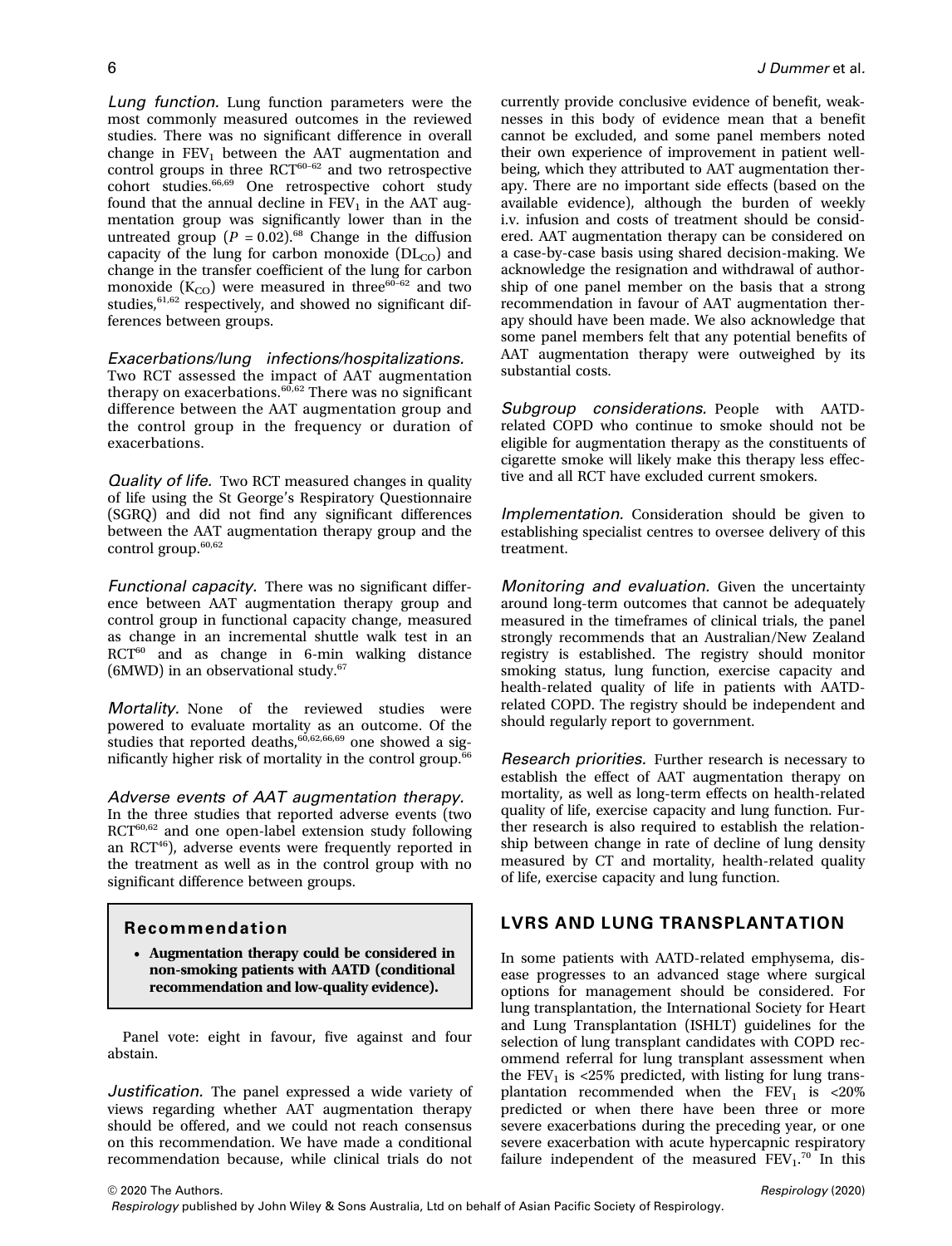*Lung function.* Lung function parameters were the most commonly measured outcomes in the reviewed studies. There was no significant difference in overall change in $FEV_1$ between the AAT augmentation and control groups in three RCT[60–62] and two retrospective cohort studies.[66,69] One retrospective cohort study found that the annual decline in $FEV_1$ in the AAT augmentation group was significantly lower than in the untreated group ($P = 0.02$).[68] Change in the diffusion capacity of the lung for carbon monoxide ($DL_{CO}$) and change in the transfer coefficient of the lung for carbon monoxide ($K_{CO}$) were measured in three[60–62] and two studies,[61,62] respectively, and showed no significant differences between groups.

*Exacerbations/lung infections/hospitalizations.* Two RCT assessed the impact of AAT augmentation therapy on exacerbations.[60,62] There was no significant difference between the AAT augmentation group and the control group in the frequency or duration of exacerbations.

*Quality of life.* Two RCT measured changes in quality of life using the St George's Respiratory Questionnaire (SGRQ) and did not find any significant differences between the AAT augmentation therapy group and the control group.[60,62]

*Functional capacity.* There was no significant difference between AAT augmentation therapy group and control group in functional capacity change, measured as change in an incremental shuttle walk test in an RCT[60] and as change in 6-min walking distance (6MWD) in an observational study.[67]

*Mortality.* None of the reviewed studies were powered to evaluate mortality as an outcome. Of the studies that reported deaths,[60,62,66,69] one showed a significantly higher risk of mortality in the control group.[66]

*Adverse events of AAT augmentation therapy.* In the three studies that reported adverse events (two RCT[60,62] and one open-label extension study following an RCT[46]), adverse events were frequently reported in the treatment as well as in the control group with no significant difference between groups.

> **Recommendation**
>
> - **Augmentation therapy could be considered in non-smoking patients with AATD (conditional recommendation and low-quality evidence).**

Panel vote: eight in favour, five against and four abstain.

*Justification.* The panel expressed a wide variety of views regarding whether AAT augmentation therapy should be offered, and we could not reach consensus on this recommendation. We have made a conditional recommendation because, while clinical trials do not currently provide conclusive evidence of benefit, weaknesses in this body of evidence mean that a benefit cannot be excluded, and some panel members noted their own experience of improvement in patient well-being, which they attributed to AAT augmentation therapy. There are no important side effects (based on the available evidence), although the burden of weekly i.v. infusion and costs of treatment should be considered. AAT augmentation therapy can be considered on a case-by-case basis using shared decision-making. We acknowledge the resignation and withdrawal of authorship of one panel member on the basis that a strong recommendation in favour of AAT augmentation therapy should have been made. We also acknowledge that some panel members felt that any potential benefits of AAT augmentation therapy were outweighed by its substantial costs.

*Subgroup considerations.* People with AATD-related COPD who continue to smoke should not be eligible for augmentation therapy as the constituents of cigarette smoke will likely make this therapy less effective and all RCT have excluded current smokers.

*Implementation.* Consideration should be given to establishing specialist centres to oversee delivery of this treatment.

*Monitoring and evaluation.* Given the uncertainty around long-term outcomes that cannot be adequately measured in the timeframes of clinical trials, the panel strongly recommends that an Australian/New Zealand registry is established. The registry should monitor smoking status, lung function, exercise capacity and health-related quality of life in patients with AATD-related COPD. The registry should be independent and should regularly report to government.

*Research priorities.* Further research is necessary to establish the effect of AAT augmentation therapy on mortality, as well as long-term effects on health-related quality of life, exercise capacity and lung function. Further research is also required to establish the relationship between change in rate of decline of lung density measured by CT and mortality, health-related quality of life, exercise capacity and lung function.

## LVRS AND LUNG TRANSPLANTATION

In some patients with AATD-related emphysema, disease progresses to an advanced stage where surgical options for management should be considered. For lung transplantation, the International Society for Heart and Lung Transplantation (ISHLT) guidelines for the selection of lung transplant candidates with COPD recommend referral for lung transplant assessment when the $FEV_1$ is <25% predicted, with listing for lung transplantation recommended when the $FEV_1$ is <20% predicted or when there have been three or more severe exacerbations during the preceding year, or one severe exacerbation with acute hypercapnic respiratory failure independent of the measured $FEV_1$.[70] In this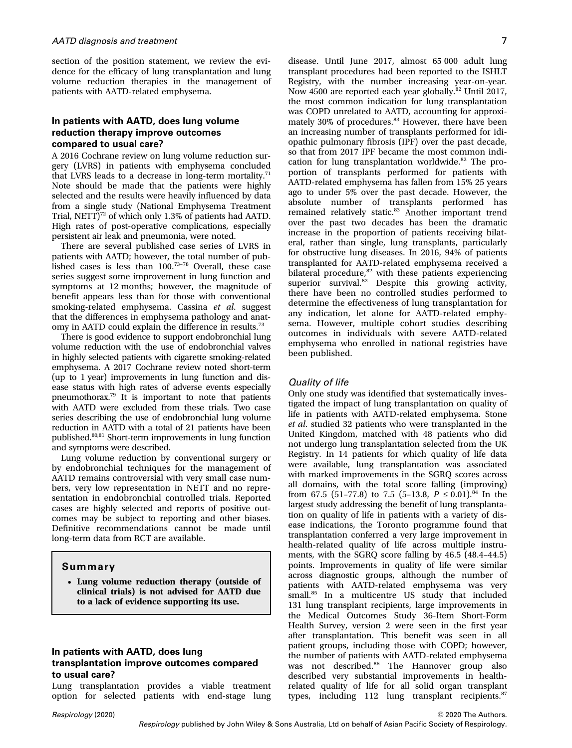section of the position statement, we review the evidence for the efficacy of lung transplantation and lung volume reduction therapies in the management of patients with AATD-related emphysema.

### In patients with AATD, does lung volume reduction therapy improve outcomes compared to usual care?

A 2016 Cochrane review on lung volume reduction surgery (LVRS) in patients with emphysema concluded that LVRS leads to a decrease in long-term mortality.[71] Note should be made that the patients were highly selected and the results were heavily influenced by data from a single study (National Emphysema Treatment Trial, NETT)[72] of which only 1.3% of patients had AATD. High rates of post-operative complications, especially persistent air leak and pneumonia, were noted.

There are several published case series of LVRS in patients with AATD; however, the total number of published cases is less than 100.[73–78] Overall, these case series suggest some improvement in lung function and symptoms at 12 months; however, the magnitude of benefit appears less than for those with conventional smoking-related emphysema. Cassina *et al.* suggest that the differences in emphysema pathology and anatomy in AATD could explain the difference in results.[73]

There is good evidence to support endobronchial lung volume reduction with the use of endobronchial valves in highly selected patients with cigarette smoking-related emphysema. A 2017 Cochrane review noted short-term (up to 1 year) improvements in lung function and disease status with high rates of adverse events especially pneumothorax.[79] It is important to note that patients with AATD were excluded from these trials. Two case series describing the use of endobronchial lung volume reduction in AATD with a total of 21 patients have been published.[80,81] Short-term improvements in lung function and symptoms were described.

Lung volume reduction by conventional surgery or by endobronchial techniques for the management of AATD remains controversial with very small case numbers, very low representation in NETT and no representation in endobronchial controlled trials. Reported cases are highly selected and reports of positive outcomes may be subject to reporting and other biases. Definitive recommendations cannot be made until long-term data from RCT are available.

> **Summary**
>
> - **Lung volume reduction therapy (outside of clinical trials) is not advised for AATD due to a lack of evidence supporting its use.**

### In patients with AATD, does lung transplantation improve outcomes compared to usual care?

Lung transplantation provides a viable treatment option for selected patients with end-stage lung disease. Until June 2017, almost 65 000 adult lung transplant procedures had been reported to the ISHLT Registry, with the number increasing year-on-year. Now 4500 are reported each year globally.[82] Until 2017, the most common indication for lung transplantation was COPD unrelated to AATD, accounting for approximately 30% of procedures.[83] However, there have been an increasing number of transplants performed for idiopathic pulmonary fibrosis (IPF) over the past decade, so that from 2017 IPF became the most common indication for lung transplantation worldwide.[82] The proportion of transplants performed for patients with AATD-related emphysema has fallen from 15% 25 years ago to under 5% over the past decade. However, the absolute number of transplants performed has remained relatively static.[83] Another important trend over the past two decades has been the dramatic increase in the proportion of patients receiving bilateral, rather than single, lung transplants, particularly for obstructive lung diseases. In 2016, 94% of patients transplanted for AATD-related emphysema received a bilateral procedure,[82] with these patients experiencing superior survival.[82] Despite this growing activity, there have been no controlled studies performed to determine the effectiveness of lung transplantation for any indication, let alone for AATD-related emphysema. However, multiple cohort studies describing outcomes in individuals with severe AATD-related emphysema who enrolled in national registries have been published.

#### *Quality of life*

Only one study was identified that systematically investigated the impact of lung transplantation on quality of life in patients with AATD-related emphysema. Stone *et al.* studied 32 patients who were transplanted in the United Kingdom, matched with 48 patients who did not undergo lung transplantation selected from the UK Registry. In 14 patients for which quality of life data were available, lung transplantation was associated with marked improvements in the SGRQ scores across all domains, with the total score falling (improving) from 67.5 (51–77.8) to 7.5 (5–13.8, $P \leq 0.01$).[84] In the largest study addressing the benefit of lung transplantation on quality of life in patients with a variety of disease indications, the Toronto programme found that transplantation conferred a very large improvement in health-related quality of life across multiple instruments, with the SGRQ score falling by 46.5 (48.4–44.5) points. Improvements in quality of life were similar across diagnostic groups, although the number of patients with AATD-related emphysema was very small.[85] In a multicentre US study that included 131 lung transplant recipients, large improvements in the Medical Outcomes Study 36-Item Short-Form Health Survey, version 2 were seen in the first year after transplantation. This benefit was seen in all patient groups, including those with COPD; however, the number of patients with AATD-related emphysema was not described.[86] The Hannover group also described very substantial improvements in health-related quality of life for all solid organ transplant types, including 112 lung transplant recipients.[87]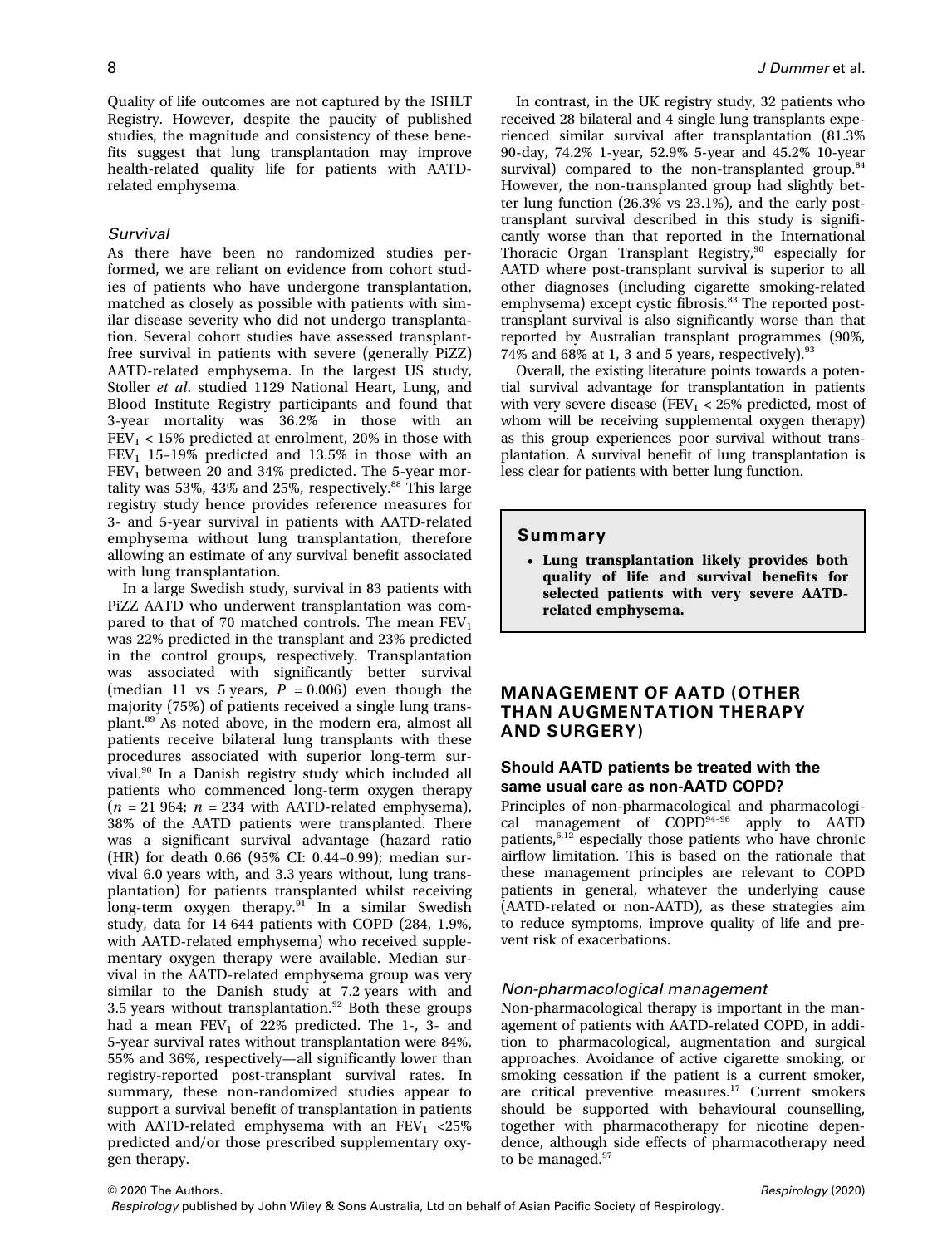Quality of life outcomes are not captured by the ISHLT Registry. However, despite the paucity of published studies, the magnitude and consistency of these benefits suggest that lung transplantation may improve health-related quality life for patients with AATD-related emphysema.

### *Survival*

As there have been no randomized studies performed, we are reliant on evidence from cohort studies of patients who have undergone transplantation, matched as closely as possible with patients with similar disease severity who did not undergo transplantation. Several cohort studies have assessed transplant-free survival in patients with severe (generally PiZZ) AATD-related emphysema. In the largest US study, Stoller *et al*. studied 1129 National Heart, Lung, and Blood Institute Registry participants and found that 3-year mortality was 36.2% in those with an $FEV_1$ < 15% predicted at enrolment, 20% in those with $FEV_1$ 15–19% predicted and 13.5% in those with an $FEV_1$ between 20 and 34% predicted. The 5-year mortality was 53%, 43% and 25%, respectively.[88] This large registry study hence provides reference measures for 3- and 5-year survival in patients with AATD-related emphysema without lung transplantation, therefore allowing an estimate of any survival benefit associated with lung transplantation.

In a large Swedish study, survival in 83 patients with PiZZ AATD who underwent transplantation was compared to that of 70 matched controls. The mean $FEV_1$ was 22% predicted in the transplant and 23% predicted in the control groups, respectively. Transplantation was associated with significantly better survival (median 11 vs 5 years, $P = 0.006$) even though the majority (75%) of patients received a single lung transplant.[89] As noted above, in the modern era, almost all patients receive bilateral lung transplants with these procedures associated with superior long-term survival.[90] In a Danish registry study which included all patients who commenced long-term oxygen therapy ($n = 21\,964$; $n = 234$ with AATD-related emphysema), 38% of the AATD patients were transplanted. There was a significant survival advantage (hazard ratio (HR) for death 0.66 (95% CI: 0.44–0.99); median survival 6.0 years with, and 3.3 years without, lung transplantation) for patients transplanted whilst receiving long-term oxygen therapy.[91] In a similar Swedish study, data for 14 644 patients with COPD (284, 1.9%, with AATD-related emphysema) who received supplementary oxygen therapy were available. Median survival in the AATD-related emphysema group was very similar to the Danish study at 7.2 years with and 3.5 years without transplantation.[92] Both these groups had a mean $FEV_1$ of 22% predicted. The 1-, 3- and 5-year survival rates without transplantation were 84%, 55% and 36%, respectively—all significantly lower than registry-reported post-transplant survival rates. In summary, these non-randomized studies appear to support a survival benefit of transplantation in patients with AATD-related emphysema with an $FEV_1$ <25% predicted and/or those prescribed supplementary oxygen therapy.

In contrast, in the UK registry study, 32 patients who received 28 bilateral and 4 single lung transplants experienced similar survival after transplantation (81.3% 90-day, 74.2% 1-year, 52.9% 5-year and 45.2% 10-year survival) compared to the non-transplanted group.[84] However, the non-transplanted group had slightly better lung function (26.3% vs 23.1%), and the early post-transplant survival described in this study is significantly worse than that reported in the International Thoracic Organ Transplant Registry,[90] especially for AATD where post-transplant survival is superior to all other diagnoses (including cigarette smoking-related emphysema) except cystic fibrosis.[83] The reported post-transplant survival is also significantly worse than that reported by Australian transplant programmes (90%, 74% and 68% at 1, 3 and 5 years, respectively).[93]

Overall, the existing literature points towards a potential survival advantage for transplantation in patients with very severe disease ($FEV_1$ < 25% predicted, most of whom will be receiving supplemental oxygen therapy) as this group experiences poor survival without transplantation. A survival benefit of lung transplantation is less clear for patients with better lung function.

> **Summary**
>
> - **Lung transplantation likely provides both quality of life and survival benefits for selected patients with very severe AATD-related emphysema.**

## MANAGEMENT OF AATD (OTHER THAN AUGMENTATION THERAPY AND SURGERY)

### Should AATD patients be treated with the same usual care as non-AATD COPD?

Principles of non-pharmacological and pharmacological management of COPD[94–96] apply to AATD patients,[6,12] especially those patients who have chronic airflow limitation. This is based on the rationale that these management principles are relevant to COPD patients in general, whatever the underlying cause (AATD-related or non-AATD), as these strategies aim to reduce symptoms, improve quality of life and prevent risk of exacerbations.

### *Non-pharmacological management*

Non-pharmacological therapy is important in the management of patients with AATD-related COPD, in addition to pharmacological, augmentation and surgical approaches. Avoidance of active cigarette smoking, or smoking cessation if the patient is a current smoker, are critical preventive measures.[17] Current smokers should be supported with behavioural counselling, together with pharmacotherapy for nicotine dependence, although side effects of pharmacotherapy need to be managed.[97]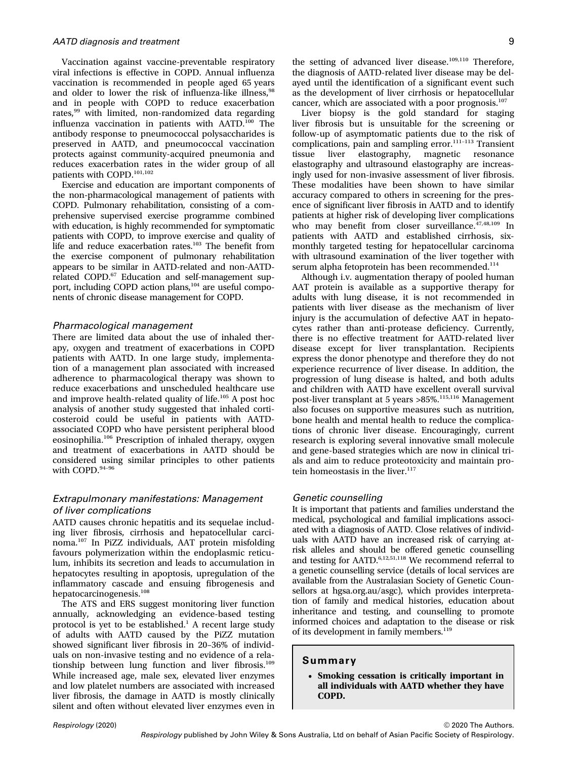Vaccination against vaccine-preventable respiratory viral infections is effective in COPD. Annual influenza vaccination is recommended in people aged 65 years and older to lower the risk of influenza-like illness,[98] and in people with COPD to reduce exacerbation rates,[99] with limited, non-randomized data regarding influenza vaccination in patients with AATD.[100] The antibody response to pneumococcal polysaccharides is preserved in AATD, and pneumococcal vaccination protects against community-acquired pneumonia and reduces exacerbation rates in the wider group of all patients with COPD.[101,102]

Exercise and education are important components of the non-pharmacological management of patients with COPD. Pulmonary rehabilitation, consisting of a comprehensive supervised exercise programme combined with education, is highly recommended for symptomatic patients with COPD, to improve exercise and quality of life and reduce exacerbation rates.[103] The benefit from the exercise component of pulmonary rehabilitation appears to be similar in AATD-related and non-AATD-related COPD.[67] Education and self-management support, including COPD action plans,[104] are useful components of chronic disease management for COPD.

### *Pharmacological management*

There are limited data about the use of inhaled therapy, oxygen and treatment of exacerbations in COPD patients with AATD. In one large study, implementation of a management plan associated with increased adherence to pharmacological therapy was shown to reduce exacerbations and unscheduled healthcare use and improve health-related quality of life.[105] A post hoc analysis of another study suggested that inhaled corticosteroid could be useful in patients with AATD-associated COPD who have persistent peripheral blood eosinophilia.[106] Prescription of inhaled therapy, oxygen and treatment of exacerbations in AATD should be considered using similar principles to other patients with COPD.[94–96]

### *Extrapulmonary manifestations: Management of liver complications*

AATD causes chronic hepatitis and its sequelae including liver fibrosis, cirrhosis and hepatocellular carcinoma.[107] In PiZZ individuals, AAT protein misfolding favours polymerization within the endoplasmic reticulum, inhibits its secretion and leads to accumulation in hepatocytes resulting in apoptosis, upregulation of the inflammatory cascade and ensuing fibrogenesis and hepatocarcinogenesis.[108]

The ATS and ERS suggest monitoring liver function annually, acknowledging an evidence-based testing protocol is yet to be established.[1] A recent large study of adults with AATD caused by the PiZZ mutation showed significant liver fibrosis in 20–36% of individuals on non-invasive testing and no evidence of a relationship between lung function and liver fibrosis.[109] While increased age, male sex, elevated liver enzymes and low platelet numbers are associated with increased liver fibrosis, the damage in AATD is mostly clinically silent and often without elevated liver enzymes even in the setting of advanced liver disease.[109,110] Therefore, the diagnosis of AATD-related liver disease may be delayed until the identification of a significant event such as the development of liver cirrhosis or hepatocellular cancer, which are associated with a poor prognosis.[107]

Liver biopsy is the gold standard for staging liver fibrosis but is unsuitable for the screening or follow-up of asymptomatic patients due to the risk of complications, pain and sampling error.[111–113] Transient tissue liver elastography, magnetic resonance elastography and ultrasound elastography are increasingly used for non-invasive assessment of liver fibrosis. These modalities have been shown to have similar accuracy compared to others in screening for the presence of significant liver fibrosis in AATD and to identify patients at higher risk of developing liver complications who may benefit from closer surveillance.[47,48,109] In patients with AATD and established cirrhosis, six-monthly targeted testing for hepatocellular carcinoma with ultrasound examination of the liver together with serum alpha fetoprotein has been recommended.[114]

Although i.v. augmentation therapy of pooled human AAT protein is available as a supportive therapy for adults with lung disease, it is not recommended in patients with liver disease as the mechanism of liver injury is the accumulation of defective AAT in hepatocytes rather than anti-protease deficiency. Currently, there is no effective treatment for AATD-related liver disease except for liver transplantation. Recipients express the donor phenotype and therefore they do not experience recurrence of liver disease. In addition, the progression of lung disease is halted, and both adults and children with AATD have excellent overall survival post-liver transplant at 5 years >85%.[115,116] Management also focuses on supportive measures such as nutrition, bone health and mental health to reduce the complications of chronic liver disease. Encouragingly, current research is exploring several innovative small molecule and gene-based strategies which are now in clinical trials and aim to reduce proteotoxicity and maintain protein homeostasis in the liver.[117]

### *Genetic counselling*

It is important that patients and families understand the medical, psychological and familial implications associated with a diagnosis of AATD. Close relatives of individuals with AATD have an increased risk of carrying at-risk alleles and should be offered genetic counselling and testing for AATD.[6,12,51,118] We recommend referral to a genetic counselling service (details of local services are available from the Australasian Society of Genetic Counsellors at hgsa.org.au/asgc), which provides interpretation of family and medical histories, education about inheritance and testing, and counselling to promote informed choices and adaptation to the disease or risk of its development in family members.[119]

#### Summary

- **Smoking cessation is critically important in all individuals with AATD whether they have COPD.**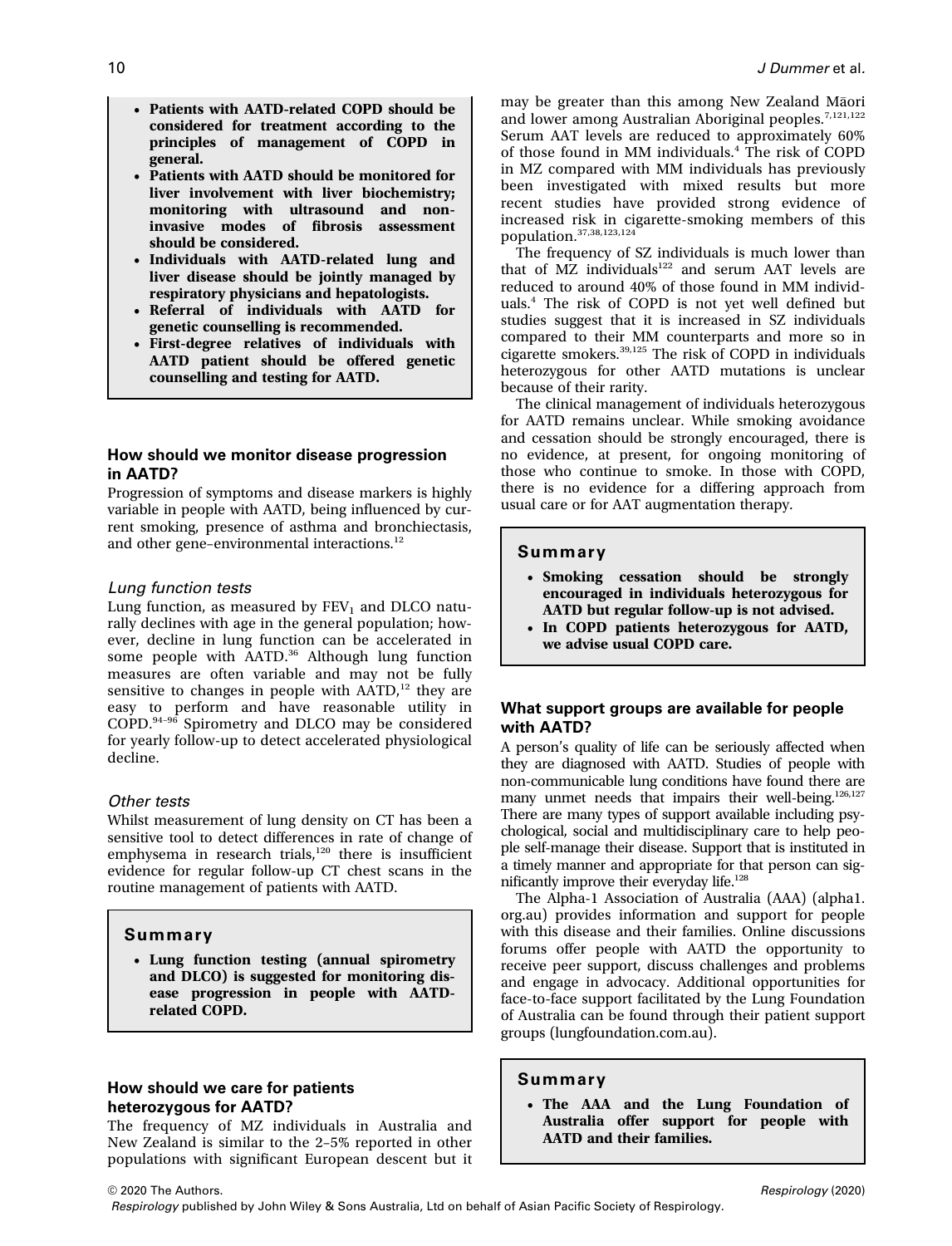- **Patients with AATD-related COPD should be considered for treatment according to the principles of management of COPD in general.**
- **Patients with AATD should be monitored for liver involvement with liver biochemistry; monitoring with ultrasound and non-invasive modes of fibrosis assessment should be considered.**
- **Individuals with AATD-related lung and liver disease should be jointly managed by respiratory physicians and hepatologists.**
- **Referral of individuals with AATD for genetic counselling is recommended.**
- **First-degree relatives of individuals with AATD patient should be offered genetic counselling and testing for AATD.**

## How should we monitor disease progression in AATD?

Progression of symptoms and disease markers is highly variable in people with AATD, being influenced by current smoking, presence of asthma and bronchiectasis, and other gene–environmental interactions.[12]

### *Lung function tests*

Lung function, as measured by $FEV_1$ and DLCO naturally declines with age in the general population; however, decline in lung function can be accelerated in some people with AATD.[36] Although lung function measures are often variable and may not be fully sensitive to changes in people with AATD,[12] they are easy to perform and have reasonable utility in COPD.[94–96] Spirometry and DLCO may be considered for yearly follow-up to detect accelerated physiological decline.

### *Other tests*

Whilst measurement of lung density on CT has been a sensitive tool to detect differences in rate of change of emphysema in research trials,[120] there is insufficient evidence for regular follow-up CT chest scans in the routine management of patients with AATD.

### Summary

- **Lung function testing (annual spirometry and DLCO) is suggested for monitoring disease progression in people with AATD-related COPD.**

## How should we care for patients heterozygous for AATD?

The frequency of MZ individuals in Australia and New Zealand is similar to the 2–5% reported in other populations with significant European descent but it may be greater than this among New Zealand Māori and lower among Australian Aboriginal peoples.[7,121,122] Serum AAT levels are reduced to approximately 60% of those found in MM individuals.[4] The risk of COPD in MZ compared with MM individuals has previously been investigated with mixed results but more recent studies have provided strong evidence of increased risk in cigarette-smoking members of this population.[37,38,123,124]

The frequency of SZ individuals is much lower than that of MZ individuals[122] and serum AAT levels are reduced to around 40% of those found in MM individuals.[4] The risk of COPD is not yet well defined but studies suggest that it is increased in SZ individuals compared to their MM counterparts and more so in cigarette smokers.[39,125] The risk of COPD in individuals heterozygous for other AATD mutations is unclear because of their rarity.

The clinical management of individuals heterozygous for AATD remains unclear. While smoking avoidance and cessation should be strongly encouraged, there is no evidence, at present, for ongoing monitoring of those who continue to smoke. In those with COPD, there is no evidence for a differing approach from usual care or for AAT augmentation therapy.

### Summary

- **Smoking cessation should be strongly encouraged in individuals heterozygous for AATD but regular follow-up is not advised.**
- **In COPD patients heterozygous for AATD, we advise usual COPD care.**

## What support groups are available for people with AATD?

A person's quality of life can be seriously affected when they are diagnosed with AATD. Studies of people with non-communicable lung conditions have found there are many unmet needs that impairs their well-being.[126,127] There are many types of support available including psychological, social and multidisciplinary care to help people self-manage their disease. Support that is instituted in a timely manner and appropriate for that person can significantly improve their everyday life.[128]

The Alpha-1 Association of Australia (AAA) (alpha1.org.au) provides information and support for people with this disease and their families. Online discussions forums offer people with AATD the opportunity to receive peer support, discuss challenges and problems and engage in advocacy. Additional opportunities for face-to-face support facilitated by the Lung Foundation of Australia can be found through their patient support groups (lungfoundation.com.au).

### Summary

- **The AAA and the Lung Foundation of Australia offer support for people with AATD and their families.**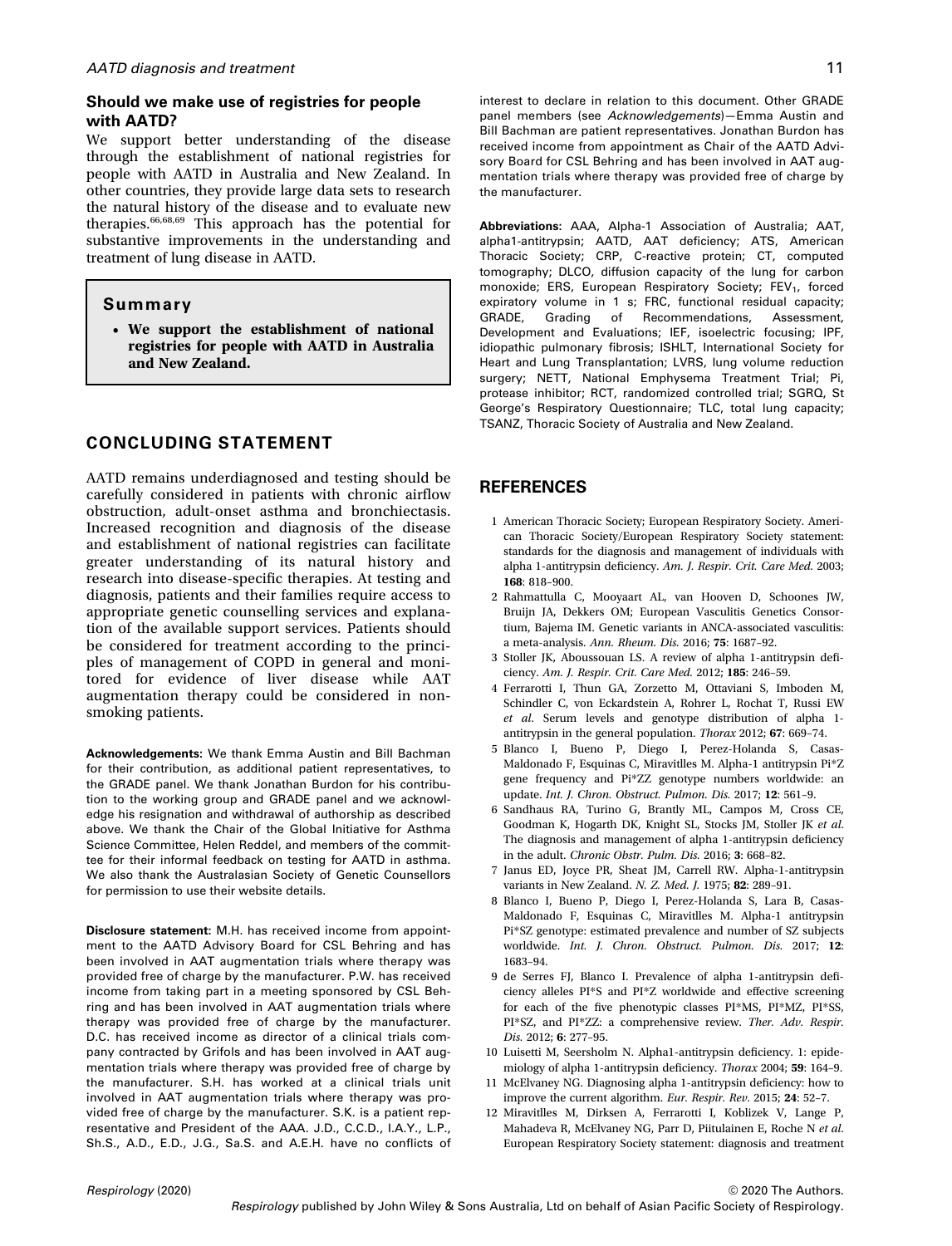### Should we make use of registries for people with AATD?

We support better understanding of the disease through the establishment of national registries for people with AATD in Australia and New Zealand. In other countries, they provide large data sets to research the natural history of the disease and to evaluate new therapies.[66,68,69] This approach has the potential for substantive improvements in the understanding and treatment of lung disease in AATD.

> **Summary**
>
> - **We support the establishment of national registries for people with AATD in Australia and New Zealand.**

## CONCLUDING STATEMENT

AATD remains underdiagnosed and testing should be carefully considered in patients with chronic airflow obstruction, adult-onset asthma and bronchiectasis. Increased recognition and diagnosis of the disease and establishment of national registries can facilitate greater understanding of its natural history and research into disease-specific therapies. At testing and diagnosis, patients and their families require access to appropriate genetic counselling services and explanation of the available support services. Patients should be considered for treatment according to the principles of management of COPD in general and monitored for evidence of liver disease while AAT augmentation therapy could be considered in non-smoking patients.

**Acknowledgements:** We thank Emma Austin and Bill Bachman for their contribution, as additional patient representatives, to the GRADE panel. We thank Jonathan Burdon for his contribution to the working group and GRADE panel and we acknowledge his resignation and withdrawal of authorship as described above. We thank the Chair of the Global Initiative for Asthma Science Committee, Helen Reddel, and members of the committee for their informal feedback on testing for AATD in asthma. We also thank the Australasian Society of Genetic Counsellors for permission to use their website details.

**Disclosure statement:** M.H. has received income from appointment to the AATD Advisory Board for CSL Behring and has been involved in AAT augmentation trials where therapy was provided free of charge by the manufacturer. P.W. has received income from taking part in a meeting sponsored by CSL Behring and has been involved in AAT augmentation trials where therapy was provided free of charge by the manufacturer. D.C. has received income as director of a clinical trials company contracted by Grifols and has been involved in AAT augmentation trials where therapy was provided free of charge by the manufacturer. S.H. has worked at a clinical trials unit involved in AAT augmentation trials where therapy was provided free of charge by the manufacturer. S.K. is a patient representative and President of the AAA. J.D., C.C.D., I.A.Y., L.P., Sh.S., A.D., E.D., J.G., Sa.S. and A.E.H. have no conflicts of interest to declare in relation to this document. Other GRADE panel members (see *Acknowledgements*)—Emma Austin and Bill Bachman are patient representatives. Jonathan Burdon has received income from appointment as Chair of the AATD Advisory Board for CSL Behring and has been involved in AAT augmentation trials where therapy was provided free of charge by the manufacturer.

**Abbreviations:** AAA, Alpha-1 Association of Australia; AAT, alpha1-antitrypsin; AATD, AAT deficiency; ATS, American Thoracic Society; CRP, C-reactive protein; CT, computed tomography; DLCO, diffusion capacity of the lung for carbon monoxide; ERS, European Respiratory Society; $FEV_1$, forced expiratory volume in 1 s; FRC, functional residual capacity; GRADE, Grading of Recommendations, Assessment, Development and Evaluations; IEF, isoelectric focusing; IPF, idiopathic pulmonary fibrosis; ISHLT, International Society for Heart and Lung Transplantation; LVRS, lung volume reduction surgery; NETT, National Emphysema Treatment Trial; Pi, protease inhibitor; RCT, randomized controlled trial; SGRQ, St George's Respiratory Questionnaire; TLC, total lung capacity; TSANZ, Thoracic Society of Australia and New Zealand.

## REFERENCES

1. American Thoracic Society; European Respiratory Society. American Thoracic Society/European Respiratory Society statement: standards for the diagnosis and management of individuals with alpha 1-antitrypsin deficiency. *Am. J. Respir. Crit. Care Med.* 2003; **168**: 818–900.
2. Rahmattulla C, Mooyaart AL, van Hooven D, Schoones JW, Bruijn JA, Dekkers OM; European Vasculitis Genetics Consortium, Bajema IM. Genetic variants in ANCA-associated vasculitis: a meta-analysis. *Ann. Rheum. Dis.* 2016; **75**: 1687–92.
3. Stoller JK, Aboussouan LS. A review of alpha 1-antitrypsin deficiency. *Am. J. Respir. Crit. Care Med.* 2012; **185**: 246–59.
4. Ferrarotti I, Thun GA, Zorzetto M, Ottaviani S, Imboden M, Schindler C, von Eckardstein A, Rohrer L, Rochat T, Russi EW *et al.* Serum levels and genotype distribution of alpha 1-antitrypsin in the general population. *Thorax* 2012; **67**: 669–74.
5. Blanco I, Bueno P, Diego I, Perez-Holanda S, Casas-Maldonado F, Esquinas C, Miravitlles M. Alpha-1 antitrypsin Pi*Z gene frequency and Pi*ZZ genotype numbers worldwide: an update. *Int. J. Chron. Obstruct. Pulmon. Dis.* 2017; **12**: 561–9.
6. Sandhaus RA, Turino G, Brantly ML, Campos M, Cross CE, Goodman K, Hogarth DK, Knight SL, Stocks JM, Stoller JK *et al.* The diagnosis and management of alpha 1-antitrypsin deficiency in the adult. *Chronic Obstr. Pulm. Dis.* 2016; **3**: 668–82.
7. Janus ED, Joyce PR, Sheat JM, Carrell RW. Alpha-1-antitrypsin variants in New Zealand. *N. Z. Med. J.* 1975; **82**: 289–91.
8. Blanco I, Bueno P, Diego I, Perez-Holanda S, Lara B, Casas-Maldonado F, Esquinas C, Miravitlles M. Alpha-1 antitrypsin Pi*SZ genotype: estimated prevalence and number of SZ subjects worldwide. *Int. J. Chron. Obstruct. Pulmon. Dis.* 2017; **12**: 1683–94.
9. de Serres FJ, Blanco I. Prevalence of alpha 1-antitrypsin deficiency alleles PI*S and PI*Z worldwide and effective screening for each of the five phenotypic classes PI*MS, PI*MZ, PI*SS, PI*SZ, and PI*ZZ: a comprehensive review. *Ther. Adv. Respir. Dis.* 2012; **6**: 277–95.
10. Luisetti M, Seersholm N. Alpha1-antitrypsin deficiency. 1: epidemiology of alpha 1-antitrypsin deficiency. *Thorax* 2004; **59**: 164–9.
11. McElvaney NG. Diagnosing alpha 1-antitrypsin deficiency: how to improve the current algorithm. *Eur. Respir. Rev.* 2015; **24**: 52–7.
12. Miravitlles M, Dirksen A, Ferrarotti I, Koblizek V, Lange P, Mahadeva R, McElvaney NG, Parr D, Piitulainen E, Roche N *et al.* European Respiratory Society statement: diagnosis and treatment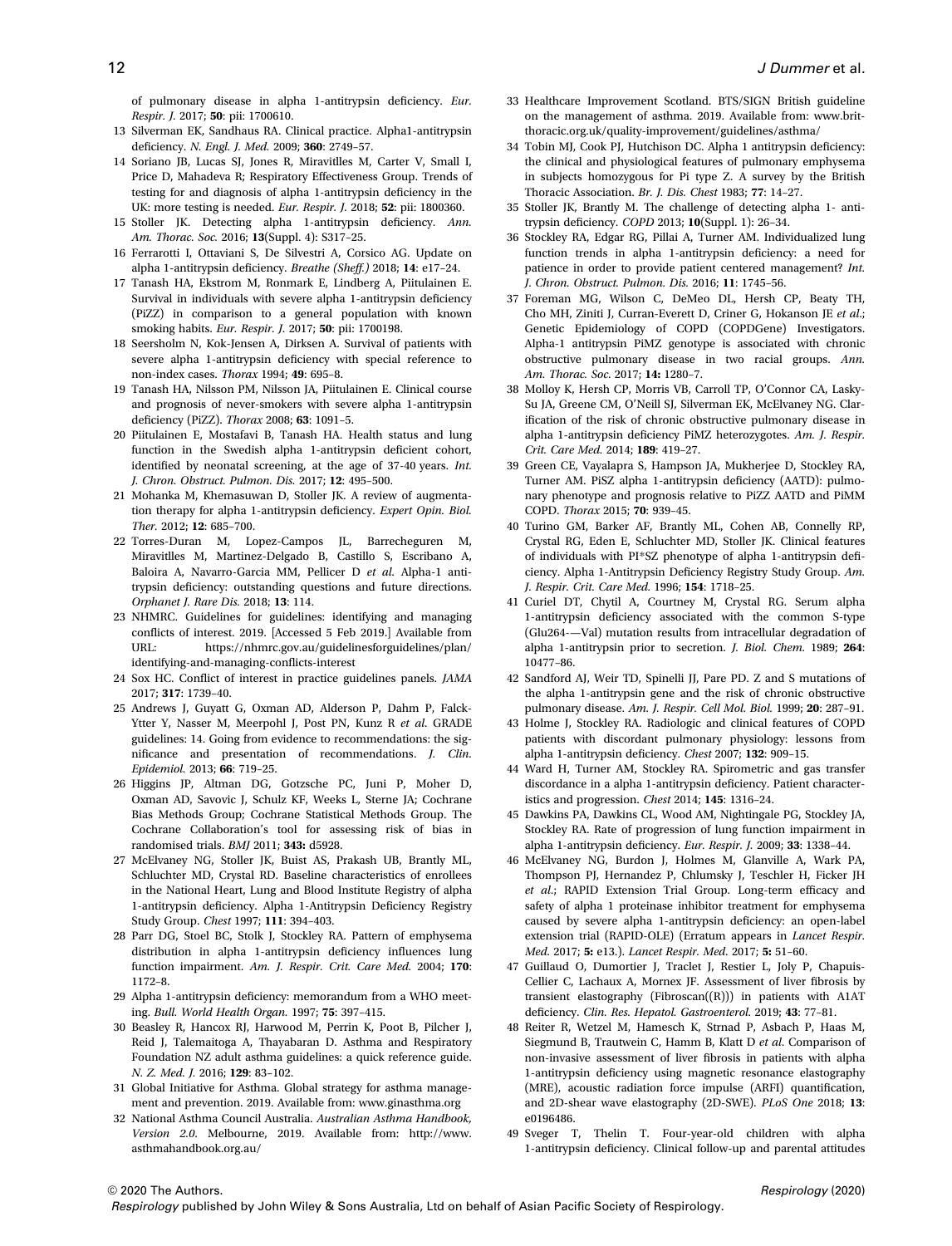of pulmonary disease in alpha 1-antitrypsin deficiency. *Eur. Respir. J.* 2017; **50**: pii: 1700610.

13 Silverman EK, Sandhaus RA. Clinical practice. Alpha1-antitrypsin deficiency. *N. Engl. J. Med.* 2009; **360**: 2749–57.

14 Soriano JB, Lucas SJ, Jones R, Miravitlles M, Carter V, Small I, Price D, Mahadeva R; Respiratory Effectiveness Group. Trends of testing for and diagnosis of alpha 1-antitrypsin deficiency in the UK: more testing is needed. *Eur. Respir. J.* 2018; **52**: pii: 1800360.

15 Stoller JK. Detecting alpha 1-antitrypsin deficiency. *Ann. Am. Thorac. Soc.* 2016; **13**(Suppl. 4): S317–25.

16 Ferrarotti I, Ottaviani S, De Silvestri A, Corsico AG. Update on alpha 1-antitrypsin deficiency. *Breathe (Sheff.)* 2018; **14**: e17–24.

17 Tanash HA, Ekstrom M, Ronmark E, Lindberg A, Piitulainen E. Survival in individuals with severe alpha 1-antitrypsin deficiency (PiZZ) in comparison to a general population with known smoking habits. *Eur. Respir. J.* 2017; **50**: pii: 1700198.

18 Seersholm N, Kok-Jensen A, Dirksen A. Survival of patients with severe alpha 1-antitrypsin deficiency with special reference to non-index cases. *Thorax* 1994; **49**: 695–8.

19 Tanash HA, Nilsson PM, Nilsson JA, Piitulainen E. Clinical course and prognosis of never-smokers with severe alpha 1-antitrypsin deficiency (PiZZ). *Thorax* 2008; **63**: 1091–5.

20 Piitulainen E, Mostafavi B, Tanash HA. Health status and lung function in the Swedish alpha 1-antitrypsin deficient cohort, identified by neonatal screening, at the age of 37-40 years. *Int. J. Chron. Obstruct. Pulmon. Dis.* 2017; **12**: 495–500.

21 Mohanka M, Khemasuwan D, Stoller JK. A review of augmentation therapy for alpha 1-antitrypsin deficiency. *Expert Opin. Biol. Ther.* 2012; **12**: 685–700.

22 Torres-Duran M, Lopez-Campos JL, Barrecheguren M, Miravitlles M, Martinez-Delgado B, Castillo S, Escribano A, Baloira A, Navarro-Garcia MM, Pellicer D *et al.* Alpha-1 antitrypsin deficiency: outstanding questions and future directions. *Orphanet J. Rare Dis.* 2018; **13**: 114.

23 NHMRC. Guidelines for guidelines: identifying and managing conflicts of interest. 2019. [Accessed 5 Feb 2019.] Available from URL: https://nhmrc.gov.au/guidelinesforguidelines/plan/identifying-and-managing-conflicts-interest

24 Sox HC. Conflict of interest in practice guidelines panels. *JAMA* 2017; **317**: 1739–40.

25 Andrews J, Guyatt G, Oxman AD, Alderson P, Dahm P, Falck-Ytter Y, Nasser M, Meerpohl J, Post PN, Kunz R *et al.* GRADE guidelines: 14. Going from evidence to recommendations: the significance and presentation of recommendations. *J. Clin. Epidemiol.* 2013; **66**: 719–25.

26 Higgins JP, Altman DG, Gotzsche PC, Juni P, Moher D, Oxman AD, Savovic J, Schulz KF, Weeks L, Sterne JA; Cochrane Bias Methods Group; Cochrane Statistical Methods Group. The Cochrane Collaboration's tool for assessing risk of bias in randomised trials. *BMJ* 2011; **343:** d5928.

27 McElvaney NG, Stoller JK, Buist AS, Prakash UB, Brantly ML, Schluchter MD, Crystal RD. Baseline characteristics of enrollees in the National Heart, Lung and Blood Institute Registry of alpha 1-antitrypsin deficiency. Alpha 1-Antitrypsin Deficiency Registry Study Group. *Chest* 1997; **111**: 394–403.

28 Parr DG, Stoel BC, Stolk J, Stockley RA. Pattern of emphysema distribution in alpha 1-antitrypsin deficiency influences lung function impairment. *Am. J. Respir. Crit. Care Med.* 2004; **170**: 1172–8.

29 Alpha 1-antitrypsin deficiency: memorandum from a WHO meeting. *Bull. World Health Organ.* 1997; **75**: 397–415.

30 Beasley R, Hancox RJ, Harwood M, Perrin K, Poot B, Pilcher J, Reid J, Talemaitoga A, Thayabaran D. Asthma and Respiratory Foundation NZ adult asthma guidelines: a quick reference guide. *N. Z. Med. J.* 2016; **129**: 83–102.

31 Global Initiative for Asthma. Global strategy for asthma management and prevention. 2019. Available from: www.ginasthma.org

32 National Asthma Council Australia. *Australian Asthma Handbook, Version 2.0.* Melbourne, 2019. Available from: http://www.asthmahandbook.org.au/

33 Healthcare Improvement Scotland. BTS/SIGN British guideline on the management of asthma. 2019. Available from: www.brit-thoracic.org.uk/quality-improvement/guidelines/asthma/

34 Tobin MJ, Cook PJ, Hutchison DC. Alpha 1 antitrypsin deficiency: the clinical and physiological features of pulmonary emphysema in subjects homozygous for Pi type Z. A survey by the British Thoracic Association. *Br. J. Dis. Chest* 1983; **77**: 14–27.

35 Stoller JK, Brantly M. The challenge of detecting alpha 1- antitrypsin deficiency. *COPD* 2013; **10**(Suppl. 1): 26–34.

36 Stockley RA, Edgar RG, Pillai A, Turner AM. Individualized lung function trends in alpha 1-antitrypsin deficiency: a need for patience in order to provide patient centered management? *Int. J. Chron. Obstruct. Pulmon. Dis.* 2016; **11**: 1745–56.

37 Foreman MG, Wilson C, DeMeo DL, Hersh CP, Beaty TH, Cho MH, Ziniti J, Curran-Everett D, Criner G, Hokanson JE *et al.*; Genetic Epidemiology of COPD (COPDGene) Investigators. Alpha-1 antitrypsin PiMZ genotype is associated with chronic obstructive pulmonary disease in two racial groups. *Ann. Am. Thorac. Soc.* 2017; **14:** 1280–7.

38 Molloy K, Hersh CP, Morris VB, Carroll TP, O'Connor CA, Lasky-Su JA, Greene CM, O'Neill SJ, Silverman EK, McElvaney NG. Clarification of the risk of chronic obstructive pulmonary disease in alpha 1-antitrypsin deficiency PiMZ heterozygotes. *Am. J. Respir. Crit. Care Med.* 2014; **189**: 419–27.

39 Green CE, Vayalapra S, Hampson JA, Mukherjee D, Stockley RA, Turner AM. PiSZ alpha 1-antitrypsin deficiency (AATD): pulmonary phenotype and prognosis relative to PiZZ AATD and PiMM COPD. *Thorax* 2015; **70**: 939–45.

40 Turino GM, Barker AF, Brantly ML, Cohen AB, Connelly RP, Crystal RG, Eden E, Schluchter MD, Stoller JK. Clinical features of individuals with PI*SZ phenotype of alpha 1-antitrypsin deficiency. Alpha 1-Antitrypsin Deficiency Registry Study Group. *Am. J. Respir. Crit. Care Med.* 1996; **154**: 1718–25.

41 Curiel DT, Chytil A, Courtney M, Crystal RG. Serum alpha 1-antitrypsin deficiency associated with the common S-type (Glu264-—Val) mutation results from intracellular degradation of alpha 1-antitrypsin prior to secretion. *J. Biol. Chem.* 1989; **264**: 10477–86.

42 Sandford AJ, Weir TD, Spinelli JJ, Pare PD. Z and S mutations of the alpha 1-antitrypsin gene and the risk of chronic obstructive pulmonary disease. *Am. J. Respir. Cell Mol. Biol.* 1999; **20**: 287–91.

43 Holme J, Stockley RA. Radiologic and clinical features of COPD patients with discordant pulmonary physiology: lessons from alpha 1-antitrypsin deficiency. *Chest* 2007; **132**: 909–15.

44 Ward H, Turner AM, Stockley RA. Spirometric and gas transfer discordance in a alpha 1-antitrypsin deficiency. Patient characteristics and progression. *Chest* 2014; **145**: 1316–24.

45 Dawkins PA, Dawkins CL, Wood AM, Nightingale PG, Stockley JA, Stockley RA. Rate of progression of lung function impairment in alpha 1-antitrypsin deficiency. *Eur. Respir. J.* 2009; **33**: 1338–44.

46 McElvaney NG, Burdon J, Holmes M, Glanville A, Wark PA, Thompson PJ, Hernandez P, Chlumsky J, Teschler H, Ficker JH *et al.*; RAPID Extension Trial Group. Long-term efficacy and safety of alpha 1 proteinase inhibitor treatment for emphysema caused by severe alpha 1-antitrypsin deficiency: an open-label extension trial (RAPID-OLE) (Erratum appears in *Lancet Respir. Med.* 2017; **5:** e13.). *Lancet Respir. Med.* 2017; **5:** 51–60.

47 Guillaud O, Dumortier J, Traclet J, Restier L, Joly P, Chapuis-Cellier C, Lachaux A, Mornex JF. Assessment of liver fibrosis by transient elastography (Fibroscan((R))) in patients with A1AT deficiency. *Clin. Res. Hepatol. Gastroenterol.* 2019; **43**: 77–81.

48 Reiter R, Wetzel M, Hamesch K, Strnad P, Asbach P, Haas M, Siegmund B, Trautwein C, Hamm B, Klatt D *et al.* Comparison of non-invasive assessment of liver fibrosis in patients with alpha 1-antitrypsin deficiency using magnetic resonance elastography (MRE), acoustic radiation force impulse (ARFI) quantification, and 2D-shear wave elastography (2D-SWE). *PLoS One* 2018; **13**: e0196486.

49 Sveger T, Thelin T. Four-year-old children with alpha 1-antitrypsin deficiency. Clinical follow-up and parental attitudes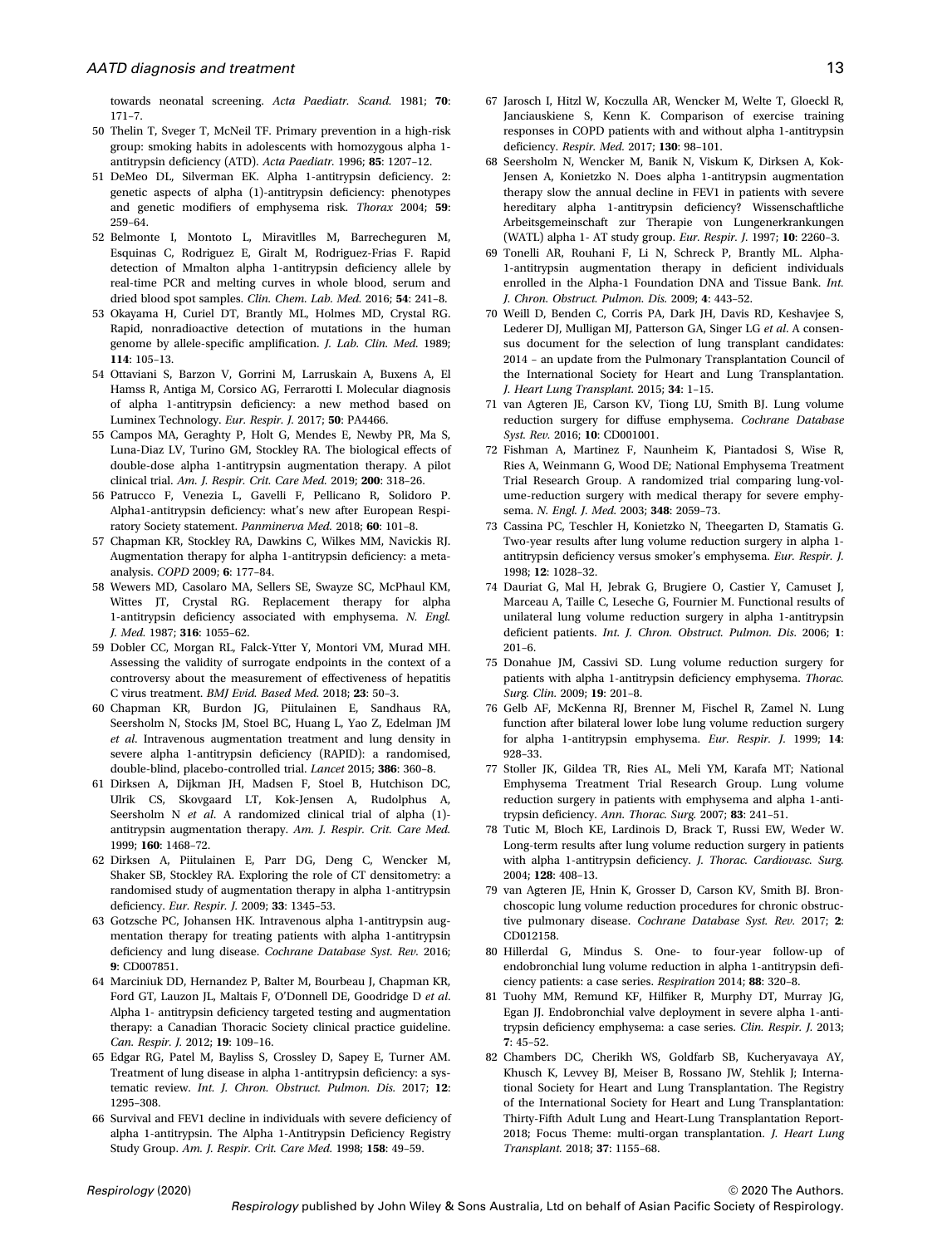towards neonatal screening. *Acta Paediatr. Scand.* 1981; **70**: 171–7.

50 Thelin T, Sveger T, McNeil TF. Primary prevention in a high-risk group: smoking habits in adolescents with homozygous alpha 1-antitrypsin deficiency (ATD). *Acta Paediatr.* 1996; **85**: 1207–12.

51 DeMeo DL, Silverman EK. Alpha 1-antitrypsin deficiency. 2: genetic aspects of alpha (1)-antitrypsin deficiency: phenotypes and genetic modifiers of emphysema risk. *Thorax* 2004; **59**: 259–64.

52 Belmonte I, Montoto L, Miravitlles M, Barrecheguren M, Esquinas C, Rodriguez E, Giralt M, Rodriguez-Frias F. Rapid detection of Mmalton alpha 1-antitrypsin deficiency allele by real-time PCR and melting curves in whole blood, serum and dried blood spot samples. *Clin. Chem. Lab. Med.* 2016; **54**: 241–8.

53 Okayama H, Curiel DT, Brantly ML, Holmes MD, Crystal RG. Rapid, nonradioactive detection of mutations in the human genome by allele-specific amplification. *J. Lab. Clin. Med.* 1989; **114**: 105–13.

54 Ottaviani S, Barzon V, Gorrini M, Larruskain A, Buxens A, El Hamss R, Antiga M, Corsico AG, Ferrarotti I. Molecular diagnosis of alpha 1-antitrypsin deficiency: a new method based on Luminex Technology. *Eur. Respir. J.* 2017; **50**: PA4466.

55 Campos MA, Geraghty P, Holt G, Mendes E, Newby PR, Ma S, Luna-Diaz LV, Turino GM, Stockley RA. The biological effects of double-dose alpha 1-antitrypsin augmentation therapy. A pilot clinical trial. *Am. J. Respir. Crit. Care Med.* 2019; **200**: 318–26.

56 Patrucco F, Venezia L, Gavelli F, Pellicano R, Solidoro P. Alpha1-antitrypsin deficiency: what's new after European Respiratory Society statement. *Panminerva Med.* 2018; **60**: 101–8.

57 Chapman KR, Stockley RA, Dawkins C, Wilkes MM, Navickis RJ. Augmentation therapy for alpha 1-antitrypsin deficiency: a meta-analysis. *COPD* 2009; **6**: 177–84.

58 Wewers MD, Casolaro MA, Sellers SE, Swayze SC, McPhaul KM, Wittes JT, Crystal RG. Replacement therapy for alpha 1-antitrypsin deficiency associated with emphysema. *N. Engl. J. Med.* 1987; **316**: 1055–62.

59 Dobler CC, Morgan RL, Falck-Ytter Y, Montori VM, Murad MH. Assessing the validity of surrogate endpoints in the context of a controversy about the measurement of effectiveness of hepatitis C virus treatment. *BMJ Evid. Based Med.* 2018; **23**: 50–3.

60 Chapman KR, Burdon JG, Piitulainen E, Sandhaus RA, Seersholm N, Stocks JM, Stoel BC, Huang L, Yao Z, Edelman JM *et al*. Intravenous augmentation treatment and lung density in severe alpha 1-antitrypsin deficiency (RAPID): a randomised, double-blind, placebo-controlled trial. *Lancet* 2015; **386**: 360–8.

61 Dirksen A, Dijkman JH, Madsen F, Stoel B, Hutchison DC, Ulrik CS, Skovgaard LT, Kok-Jensen A, Rudolphus A, Seersholm N *et al*. A randomized clinical trial of alpha (1)-antitrypsin augmentation therapy. *Am. J. Respir. Crit. Care Med.* 1999; **160**: 1468–72.

62 Dirksen A, Piitulainen E, Parr DG, Deng C, Wencker M, Shaker SB, Stockley RA. Exploring the role of CT densitometry: a randomised study of augmentation therapy in alpha 1-antitrypsin deficiency. *Eur. Respir. J.* 2009; **33**: 1345–53.

63 Gotzsche PC, Johansen HK. Intravenous alpha 1-antitrypsin augmentation therapy for treating patients with alpha 1-antitrypsin deficiency and lung disease. *Cochrane Database Syst. Rev.* 2016; **9**: CD007851.

64 Marciniuk DD, Hernandez P, Balter M, Bourbeau J, Chapman KR, Ford GT, Lauzon JL, Maltais F, O'Donnell DE, Goodridge D *et al*. Alpha 1- antitrypsin deficiency targeted testing and augmentation therapy: a Canadian Thoracic Society clinical practice guideline. *Can. Respir. J.* 2012; **19**: 109–16.

65 Edgar RG, Patel M, Bayliss S, Crossley D, Sapey E, Turner AM. Treatment of lung disease in alpha 1-antitrypsin deficiency: a systematic review. *Int. J. Chron. Obstruct. Pulmon. Dis.* 2017; **12**: 1295–308.

66 Survival and FEV1 decline in individuals with severe deficiency of alpha 1-antitrypsin. The Alpha 1-Antitrypsin Deficiency Registry Study Group. *Am. J. Respir. Crit. Care Med.* 1998; **158**: 49–59.

67 Jarosch I, Hitzl W, Koczulla AR, Wencker M, Welte T, Gloeckl R, Janciauskiene S, Kenn K. Comparison of exercise training responses in COPD patients with and without alpha 1-antitrypsin deficiency. *Respir. Med.* 2017; **130**: 98–101.

68 Seersholm N, Wencker M, Banik N, Viskum K, Dirksen A, Kok-Jensen A, Konietzko N. Does alpha 1-antitrypsin augmentation therapy slow the annual decline in FEV1 in patients with severe hereditary alpha 1-antitrypsin deficiency? Wissenschaftliche Arbeitsgemeinschaft zur Therapie von Lungenerkrankungen (WATL) alpha 1- AT study group. *Eur. Respir. J.* 1997; **10**: 2260–3.

69 Tonelli AR, Rouhani F, Li N, Schreck P, Brantly ML. Alpha-1-antitrypsin augmentation therapy in deficient individuals enrolled in the Alpha-1 Foundation DNA and Tissue Bank. *Int. J. Chron. Obstruct. Pulmon. Dis.* 2009; **4**: 443–52.

70 Weill D, Benden C, Corris PA, Dark JH, Davis RD, Keshavjee S, Lederer DJ, Mulligan MJ, Patterson GA, Singer LG *et al*. A consensus document for the selection of lung transplant candidates: 2014 – an update from the Pulmonary Transplantation Council of the International Society for Heart and Lung Transplantation. *J. Heart Lung Transplant.* 2015; **34**: 1–15.

71 van Agteren JE, Carson KV, Tiong LU, Smith BJ. Lung volume reduction surgery for diffuse emphysema. *Cochrane Database Syst. Rev.* 2016; **10**: CD001001.

72 Fishman A, Martinez F, Naunheim K, Piantadosi S, Wise R, Ries A, Weinmann G, Wood DE; National Emphysema Treatment Trial Research Group. A randomized trial comparing lung-volume-reduction surgery with medical therapy for severe emphysema. *N. Engl. J. Med.* 2003; **348**: 2059–73.

73 Cassina PC, Teschler H, Konietzko N, Theegarten D, Stamatis G. Two-year results after lung volume reduction surgery in alpha 1-antitrypsin deficiency versus smoker's emphysema. *Eur. Respir. J.* 1998; **12**: 1028–32.

74 Dauriat G, Mal H, Jebrak G, Brugiere O, Castier Y, Camuset J, Marceau A, Taille C, Leseche G, Fournier M. Functional results of unilateral lung volume reduction surgery in alpha 1-antitrypsin deficient patients. *Int. J. Chron. Obstruct. Pulmon. Dis.* 2006; **1**: 201–6.

75 Donahue JM, Cassivi SD. Lung volume reduction surgery for patients with alpha 1-antitrypsin deficiency emphysema. *Thorac. Surg. Clin.* 2009; **19**: 201–8.

76 Gelb AF, McKenna RJ, Brenner M, Fischel R, Zamel N. Lung function after bilateral lower lobe lung volume reduction surgery for alpha 1-antitrypsin emphysema. *Eur. Respir. J.* 1999; **14**: 928–33.

77 Stoller JK, Gildea TR, Ries AL, Meli YM, Karafa MT; National Emphysema Treatment Trial Research Group. Lung volume reduction surgery in patients with emphysema and alpha 1-antitrypsin deficiency. *Ann. Thorac. Surg.* 2007; **83**: 241–51.

78 Tutic M, Bloch KE, Lardinois D, Brack T, Russi EW, Weder W. Long-term results after lung volume reduction surgery in patients with alpha 1-antitrypsin deficiency. *J. Thorac. Cardiovasc. Surg.* 2004; **128**: 408–13.

79 van Agteren JE, Hnin K, Grosser D, Carson KV, Smith BJ. Bronchoscopic lung volume reduction procedures for chronic obstructive pulmonary disease. *Cochrane Database Syst. Rev.* 2017; **2**: CD012158.

80 Hillerdal G, Mindus S. One- to four-year follow-up of endobronchial lung volume reduction in alpha 1-antitrypsin deficiency patients: a case series. *Respiration* 2014; **88**: 320–8.

81 Tuohy MM, Remund KF, Hilfiker R, Murphy DT, Murray JG, Egan JJ. Endobronchial valve deployment in severe alpha 1-antitrypsin deficiency emphysema: a case series. *Clin. Respir. J.* 2013; **7**: 45–52.

82 Chambers DC, Cherikh WS, Goldfarb SB, Kucheryavaya AY, Khusch K, Levvey BJ, Meiser B, Rossano JW, Stehlik J; International Society for Heart and Lung Transplantation. The Registry of the International Society for Heart and Lung Transplantation: Thirty-Fifth Adult Lung and Heart-Lung Transplantation Report-2018; Focus Theme: multi-organ transplantation. *J. Heart Lung Transplant.* 2018; **37**: 1155–68.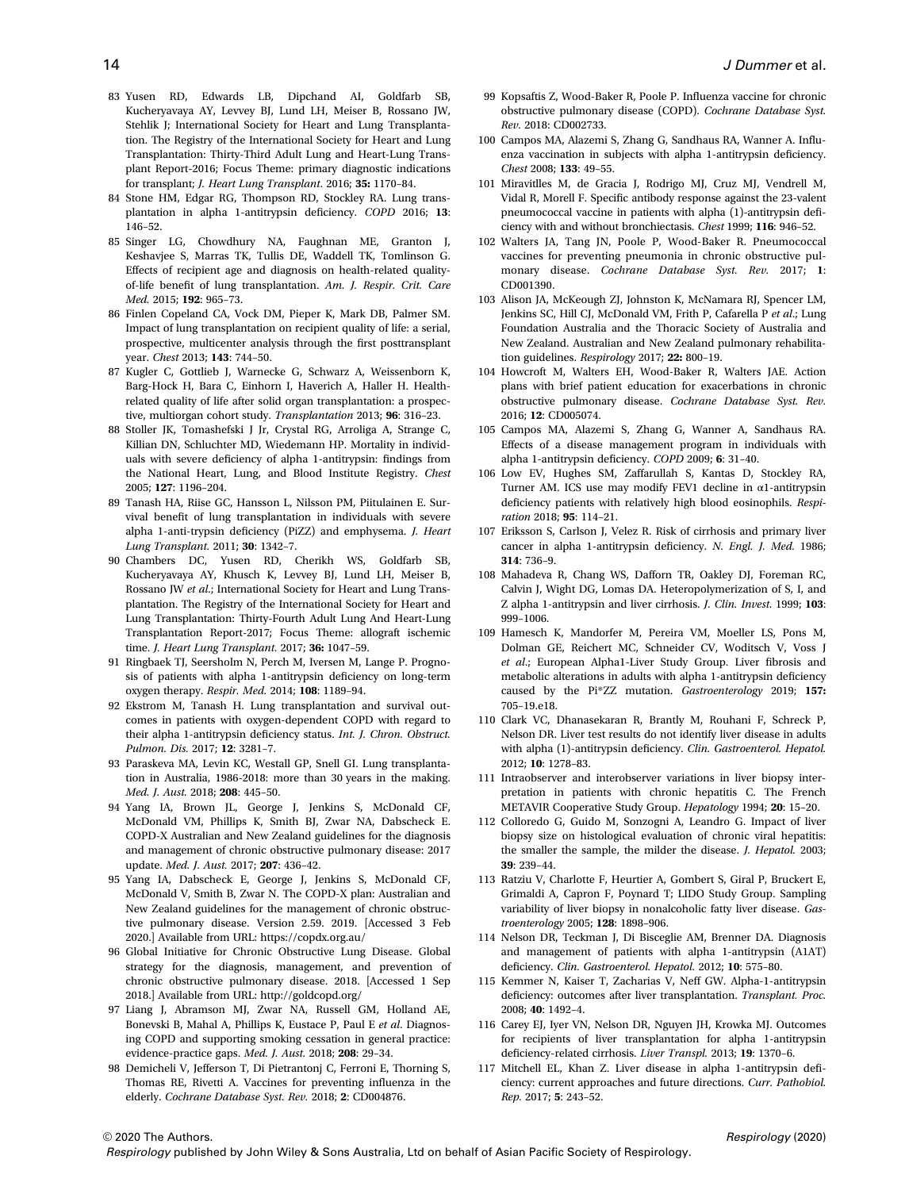83 Yusen RD, Edwards LB, Dipchand AI, Goldfarb SB, Kucheryavaya AY, Levvey BJ, Lund LH, Meiser B, Rossano JW, Stehlik J; International Society for Heart and Lung Transplantation. The Registry of the International Society for Heart and Lung Transplantation: Thirty-Third Adult Lung and Heart-Lung Transplant Report-2016; Focus Theme: primary diagnostic indications for transplant; *J. Heart Lung Transplant.* 2016; **35:** 1170–84.

84 Stone HM, Edgar RG, Thompson RD, Stockley RA. Lung transplantation in alpha 1-antitrypsin deficiency. *COPD* 2016; **13**: 146–52.

85 Singer LG, Chowdhury NA, Faughnan ME, Granton J, Keshavjee S, Marras TK, Tullis DE, Waddell TK, Tomlinson G. Effects of recipient age and diagnosis on health-related quality-of-life benefit of lung transplantation. *Am. J. Respir. Crit. Care Med.* 2015; **192**: 965–73.

86 Finlen Copeland CA, Vock DM, Pieper K, Mark DB, Palmer SM. Impact of lung transplantation on recipient quality of life: a serial, prospective, multicenter analysis through the first posttransplant year. *Chest* 2013; **143**: 744–50.

87 Kugler C, Gottlieb J, Warnecke G, Schwarz A, Weissenborn K, Barg-Hock H, Bara C, Einhorn I, Haverich A, Haller H. Health-related quality of life after solid organ transplantation: a prospective, multiorgan cohort study. *Transplantation* 2013; **96**: 316–23.

88 Stoller JK, Tomashefski J Jr, Crystal RG, Arroliga A, Strange C, Killian DN, Schluchter MD, Wiedemann HP. Mortality in individuals with severe deficiency of alpha 1-antitrypsin: findings from the National Heart, Lung, and Blood Institute Registry. *Chest* 2005; **127**: 1196–204.

89 Tanash HA, Riise GC, Hansson L, Nilsson PM, Piitulainen E. Survival benefit of lung transplantation in individuals with severe alpha 1-anti-trypsin deficiency (PiZZ) and emphysema. *J. Heart Lung Transplant.* 2011; **30**: 1342–7.

90 Chambers DC, Yusen RD, Cherikh WS, Goldfarb SB, Kucheryavaya AY, Khusch K, Levvey BJ, Lund LH, Meiser B, Rossano JW *et al.*; International Society for Heart and Lung Transplantation. The Registry of the International Society for Heart and Lung Transplantation: Thirty-Fourth Adult Lung And Heart-Lung Transplantation Report-2017; Focus Theme: allograft ischemic time. *J. Heart Lung Transplant.* 2017; **36:** 1047–59.

91 Ringbaek TJ, Seersholm N, Perch M, Iversen M, Lange P. Prognosis of patients with alpha 1-antitrypsin deficiency on long-term oxygen therapy. *Respir. Med.* 2014; **108**: 1189–94.

92 Ekstrom M, Tanash H. Lung transplantation and survival outcomes in patients with oxygen-dependent COPD with regard to their alpha 1-antitrypsin deficiency status. *Int. J. Chron. Obstruct. Pulmon. Dis.* 2017; **12**: 3281–7.

93 Paraskeva MA, Levin KC, Westall GP, Snell GI. Lung transplantation in Australia, 1986-2018: more than 30 years in the making. *Med. J. Aust.* 2018; **208**: 445–50.

94 Yang IA, Brown JL, George J, Jenkins S, McDonald CF, McDonald VM, Phillips K, Smith BJ, Zwar NA, Dabscheck E. COPD-X Australian and New Zealand guidelines for the diagnosis and management of chronic obstructive pulmonary disease: 2017 update. *Med. J. Aust.* 2017; **207**: 436–42.

95 Yang IA, Dabscheck E, George J, Jenkins S, McDonald CF, McDonald V, Smith B, Zwar N. The COPD-X plan: Australian and New Zealand guidelines for the management of chronic obstructive pulmonary disease. Version 2.59. 2019. [Accessed 3 Feb 2020.] Available from URL: https://copdx.org.au/

96 Global Initiative for Chronic Obstructive Lung Disease. Global strategy for the diagnosis, management, and prevention of chronic obstructive pulmonary disease. 2018. [Accessed 1 Sep 2018.] Available from URL: http://goldcopd.org/

97 Liang J, Abramson MJ, Zwar NA, Russell GM, Holland AE, Bonevski B, Mahal A, Phillips K, Eustace P, Paul E *et al.* Diagnosing COPD and supporting smoking cessation in general practice: evidence-practice gaps. *Med. J. Aust.* 2018; **208**: 29–34.

98 Demicheli V, Jefferson T, Di Pietrantonj C, Ferroni E, Thorning S, Thomas RE, Rivetti A. Vaccines for preventing influenza in the elderly. *Cochrane Database Syst. Rev.* 2018; **2**: CD004876.

99 Kopsaftis Z, Wood-Baker R, Poole P. Influenza vaccine for chronic obstructive pulmonary disease (COPD). *Cochrane Database Syst. Rev.* 2018: CD002733.

100 Campos MA, Alazemi S, Zhang G, Sandhaus RA, Wanner A. Influenza vaccination in subjects with alpha 1-antitrypsin deficiency. *Chest* 2008; **133**: 49–55.

101 Miravitlles M, de Gracia J, Rodrigo MJ, Cruz MJ, Vendrell M, Vidal R, Morell F. Specific antibody response against the 23-valent pneumococcal vaccine in patients with alpha (1)-antitrypsin deficiency with and without bronchiectasis. *Chest* 1999; **116**: 946–52.

102 Walters JA, Tang JN, Poole P, Wood-Baker R. Pneumococcal vaccines for preventing pneumonia in chronic obstructive pulmonary disease. *Cochrane Database Syst. Rev.* 2017; **1**: CD001390.

103 Alison JA, McKeough ZJ, Johnston K, McNamara RJ, Spencer LM, Jenkins SC, Hill CJ, McDonald VM, Frith P, Cafarella P *et al.*; Lung Foundation Australia and the Thoracic Society of Australia and New Zealand. Australian and New Zealand pulmonary rehabilitation guidelines. *Respirology* 2017; **22:** 800–19.

104 Howcroft M, Walters EH, Wood-Baker R, Walters JAE. Action plans with brief patient education for exacerbations in chronic obstructive pulmonary disease. *Cochrane Database Syst. Rev.* 2016; **12**: CD005074.

105 Campos MA, Alazemi S, Zhang G, Wanner A, Sandhaus RA. Effects of a disease management program in individuals with alpha 1-antitrypsin deficiency. *COPD* 2009; **6**: 31–40.

106 Low EV, Hughes SM, Zaffarullah S, Kantas D, Stockley RA, Turner AM. ICS use may modify FEV1 decline in α1-antitrypsin deficiency patients with relatively high blood eosinophils. *Respiration* 2018; **95**: 114–21.

107 Eriksson S, Carlson J, Velez R. Risk of cirrhosis and primary liver cancer in alpha 1-antitrypsin deficiency. *N. Engl. J. Med.* 1986; **314**: 736–9.

108 Mahadeva R, Chang WS, Dafforn TR, Oakley DJ, Foreman RC, Calvin J, Wight DG, Lomas DA. Heteropolymerization of S, I, and Z alpha 1-antitrypsin and liver cirrhosis. *J. Clin. Invest.* 1999; **103**: 999–1006.

109 Hamesch K, Mandorfer M, Pereira VM, Moeller LS, Pons M, Dolman GE, Reichert MC, Schneider CV, Woditsch V, Voss J *et al.*; European Alpha1-Liver Study Group. Liver fibrosis and metabolic alterations in adults with alpha 1-antitrypsin deficiency caused by the Pi*ZZ mutation. *Gastroenterology* 2019; **157:** 705–19.e18.

110 Clark VC, Dhanasekaran R, Brantly M, Rouhani F, Schreck P, Nelson DR. Liver test results do not identify liver disease in adults with alpha (1)-antitrypsin deficiency. *Clin. Gastroenterol. Hepatol.* 2012; **10**: 1278–83.

111 Intraobserver and interobserver variations in liver biopsy interpretation in patients with chronic hepatitis C. The French METAVIR Cooperative Study Group. *Hepatology* 1994; **20**: 15–20.

112 Colloredo G, Guido M, Sonzogni A, Leandro G. Impact of liver biopsy size on histological evaluation of chronic viral hepatitis: the smaller the sample, the milder the disease. *J. Hepatol.* 2003; **39**: 239–44.

113 Ratziu V, Charlotte F, Heurtier A, Gombert S, Giral P, Bruckert E, Grimaldi A, Capron F, Poynard T; LIDO Study Group. Sampling variability of liver biopsy in nonalcoholic fatty liver disease. *Gastroenterology* 2005; **128**: 1898–906.

114 Nelson DR, Teckman J, Di Bisceglie AM, Brenner DA. Diagnosis and management of patients with alpha 1-antitrypsin (A1AT) deficiency. *Clin. Gastroenterol. Hepatol.* 2012; **10**: 575–80.

115 Kemmer N, Kaiser T, Zacharias V, Neff GW. Alpha-1-antitrypsin deficiency: outcomes after liver transplantation. *Transplant. Proc.* 2008; **40**: 1492–4.

116 Carey EJ, Iyer VN, Nelson DR, Nguyen JH, Krowka MJ. Outcomes for recipients of liver transplantation for alpha 1-antitrypsin deficiency-related cirrhosis. *Liver Transpl.* 2013; **19**: 1370–6.

117 Mitchell EL, Khan Z. Liver disease in alpha 1-antitrypsin deficiency: current approaches and future directions. *Curr. Pathobiol. Rep.* 2017; **5**: 243–52.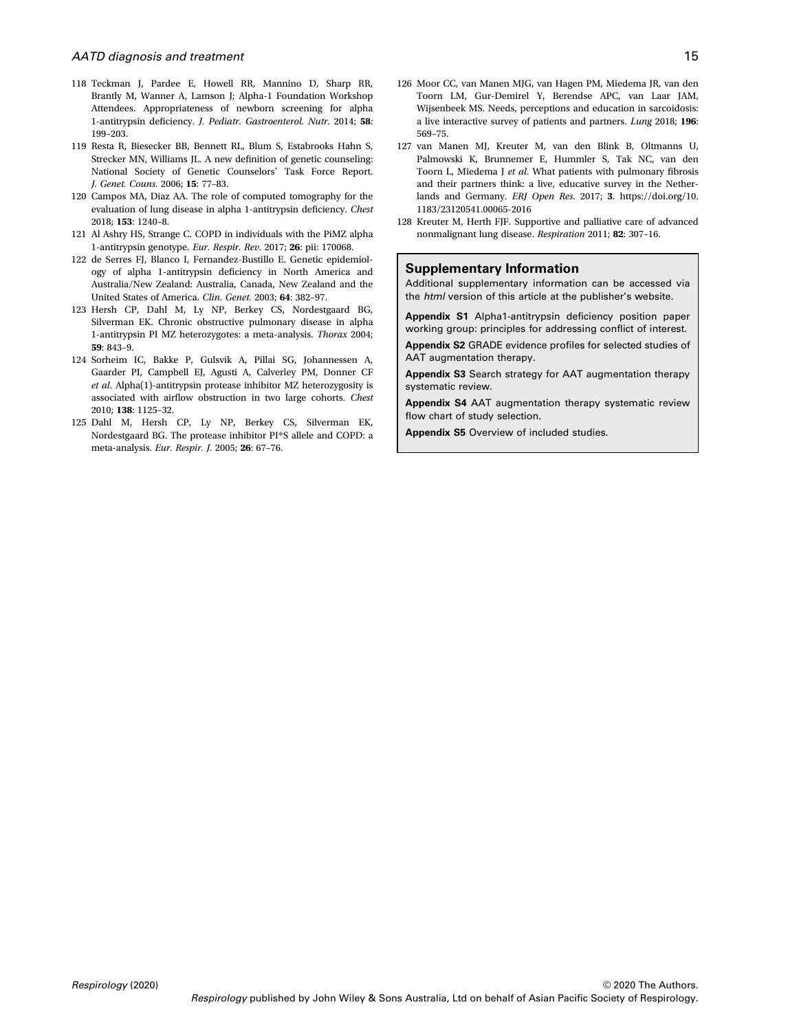118 Teckman J, Pardee E, Howell RR, Mannino D, Sharp RR, Brantly M, Wanner A, Lamson J; Alpha-1 Foundation Workshop Attendees. Appropriateness of newborn screening for alpha 1-antitrypsin deficiency. *J. Pediatr. Gastroenterol. Nutr.* 2014; **58**: 199–203.

119 Resta R, Biesecker BB, Bennett RL, Blum S, Estabrooks Hahn S, Strecker MN, Williams JL. A new definition of genetic counseling: National Society of Genetic Counselors' Task Force Report. *J. Genet. Couns.* 2006; **15**: 77–83.

120 Campos MA, Diaz AA. The role of computed tomography for the evaluation of lung disease in alpha 1-antitrypsin deficiency. *Chest* 2018; **153**: 1240–8.

121 Al Ashry HS, Strange C. COPD in individuals with the PiMZ alpha 1-antitrypsin genotype. *Eur. Respir. Rev.* 2017; **26**: pii: 170068.

122 de Serres FJ, Blanco I, Fernandez-Bustillo E. Genetic epidemiology of alpha 1-antitrypsin deficiency in North America and Australia/New Zealand: Australia, Canada, New Zealand and the United States of America. *Clin. Genet.* 2003; **64**: 382–97.

123 Hersh CP, Dahl M, Ly NP, Berkey CS, Nordestgaard BG, Silverman EK. Chronic obstructive pulmonary disease in alpha 1-antitrypsin PI MZ heterozygotes: a meta-analysis. *Thorax* 2004; **59**: 843–9.

124 Sorheim IC, Bakke P, Gulsvik A, Pillai SG, Johannessen A, Gaarder PI, Campbell EJ, Agusti A, Calverley PM, Donner CF *et al*. Alpha(1)-antitrypsin protease inhibitor MZ heterozygosity is associated with airflow obstruction in two large cohorts. *Chest* 2010; **138**: 1125–32.

125 Dahl M, Hersh CP, Ly NP, Berkey CS, Silverman EK, Nordestgaard BG. The protease inhibitor PI*S allele and COPD: a meta-analysis. *Eur. Respir. J.* 2005; **26**: 67–76.

126 Moor CC, van Manen MJG, van Hagen PM, Miedema JR, van den Toorn LM, Gur-Demirel Y, Berendse APC, van Laar JAM, Wijsenbeek MS. Needs, perceptions and education in sarcoidosis: a live interactive survey of patients and partners. *Lung* 2018; **196**: 569–75.

127 van Manen MJ, Kreuter M, van den Blink B, Oltmanns U, Palmowski K, Brunnemer E, Hummler S, Tak NC, van den Toorn L, Miedema J *et al*. What patients with pulmonary fibrosis and their partners think: a live, educative survey in the Netherlands and Germany. *ERJ Open Res.* 2017; **3**. https://doi.org/10.1183/23120541.00065-2016

128 Kreuter M, Herth FJF. Supportive and palliative care of advanced nonmalignant lung disease. *Respiration* 2011; **82**: 307–16.

## Supplementary Information

Additional supplementary information can be accessed via the *html* version of this article at the publisher's website.

**Appendix S1** Alpha1-antitrypsin deficiency position paper working group: principles for addressing conflict of interest.

**Appendix S2** GRADE evidence profiles for selected studies of AAT augmentation therapy.

**Appendix S3** Search strategy for AAT augmentation therapy systematic review.

**Appendix S4** AAT augmentation therapy systematic review flow chart of study selection.

**Appendix S5** Overview of included studies.